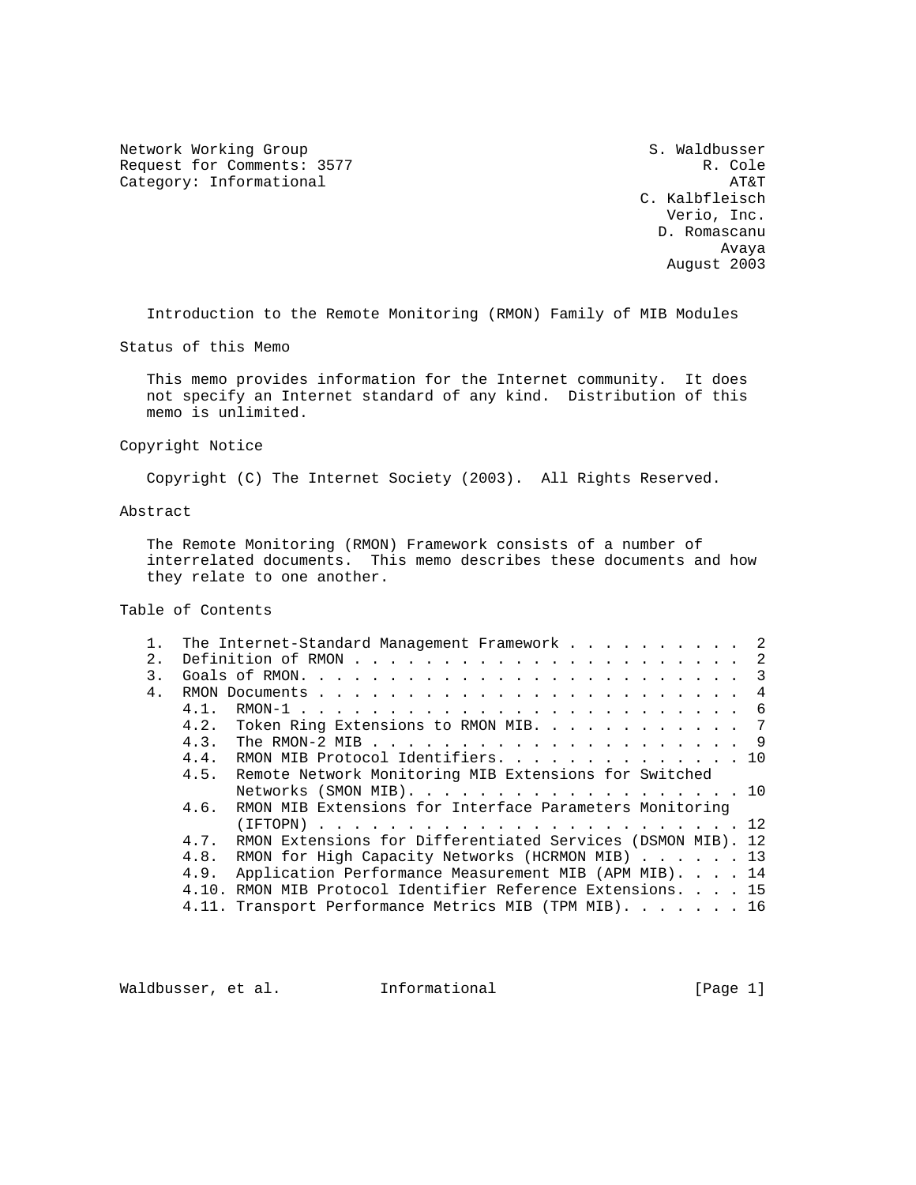Network Working Group S. Waldbusser
Request for Comments: 3577 R. Cole
Category: Informational AT&T
C. Kalbfleisch
Verio, Inc.
D. Romascanu
Avaya
August 2003

# Introduction to the Remote Monitoring (RMON) Family of MIB Modules

## Status of this Memo

This memo provides information for the Internet community. It does not specify an Internet standard of any kind. Distribution of this memo is unlimited.

## Copyright Notice

Copyright (C) The Internet Society (2003). All Rights Reserved.

## Abstract

The Remote Monitoring (RMON) Framework consists of a number of interrelated documents. This memo describes these documents and how they relate to one another.

## Table of Contents

```
   1.  The Internet-Standard Management Framework . . . . . . . . . .  2
   2.  Definition of RMON . . . . . . . . . . . . . . . . . . . . . .  2
   3.  Goals of RMON. . . . . . . . . . . . . . . . . . . . . . . . .  3
   4.  RMON Documents . . . . . . . . . . . . . . . . . . . . . . . .  4
       4.1.  RMON-1 . . . . . . . . . . . . . . . . . . . . . . . . .  6
       4.2.  Token Ring Extensions to RMON MIB. . . . . . . . . . . .  7
       4.3.  The RMON-2 MIB . . . . . . . . . . . . . . . . . . . . .  9
       4.4.  RMON MIB Protocol Identifiers. . . . . . . . . . . . . . 10
       4.5.  Remote Network Monitoring MIB Extensions for Switched
             Networks (SMON MIB). . . . . . . . . . . . . . . . . . . 10
       4.6.  RMON MIB Extensions for Interface Parameters Monitoring
             (IFTOPN) . . . . . . . . . . . . . . . . . . . . . . . . 12
       4.7.  RMON Extensions for Differentiated Services (DSMON MIB). 12
       4.8.  RMON for High Capacity Networks (HCRMON MIB) . . . . . . 13
       4.9.  Application Performance Measurement MIB (APM MIB). . . . 14
       4.10. RMON MIB Protocol Identifier Reference Extensions. . . . 15
       4.11. Transport Performance Metrics MIB (TPM MIB). . . . . . . 16
```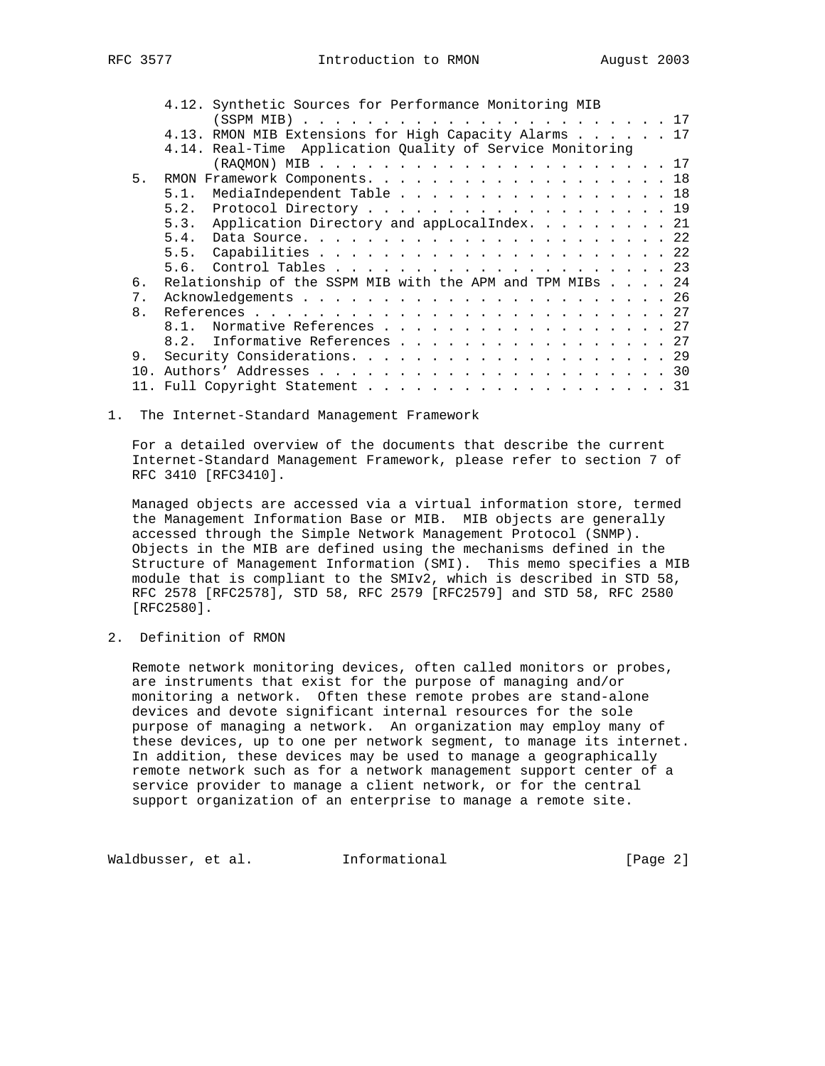4.12. Synthetic Sources for Performance Monitoring MIB (SSPM MIB) . . . . . . . . . . . . . . . . . . . . . . . 17
4.13. RMON MIB Extensions for High Capacity Alarms . . . . . . 17
4.14. Real-Time Application Quality of Service Monitoring (RAQMON) MIB . . . . . . . . . . . . . . . . . . . . . 17
5. RMON Framework Components. . . . . . . . . . . . . . . . . . . 18
5.1. MediaIndependent Table . . . . . . . . . . . . . . . . . 18
5.2. Protocol Directory . . . . . . . . . . . . . . . . . . . 19
5.3. Application Directory and appLocalIndex. . . . . . . . . 21
5.4. Data Source. . . . . . . . . . . . . . . . . . . . . . . 22
5.5. Capabilities . . . . . . . . . . . . . . . . . . . . . . 22
5.6. Control Tables . . . . . . . . . . . . . . . . . . . . . 23
6. Relationship of the SSPM MIB with the APM and TPM MIBs . . . . 24
7. Acknowledgements . . . . . . . . . . . . . . . . . . . . . . . 26
8. References . . . . . . . . . . . . . . . . . . . . . . . . . . 27
8.1. Normative References . . . . . . . . . . . . . . . . . . 27
8.2. Informative References . . . . . . . . . . . . . . . . . 27
9. Security Considerations. . . . . . . . . . . . . . . . . . . . 29
10. Authors' Addresses . . . . . . . . . . . . . . . . . . . . . . 30
11. Full Copyright Statement . . . . . . . . . . . . . . . . . . . 31

## 1. The Internet-Standard Management Framework

For a detailed overview of the documents that describe the current Internet-Standard Management Framework, please refer to section 7 of RFC 3410 [RFC3410].

Managed objects are accessed via a virtual information store, termed the Management Information Base or MIB. MIB objects are generally accessed through the Simple Network Management Protocol (SNMP). Objects in the MIB are defined using the mechanisms defined in the Structure of Management Information (SMI). This memo specifies a MIB module that is compliant to the SMIv2, which is described in STD 58, RFC 2578 [RFC2578], STD 58, RFC 2579 [RFC2579] and STD 58, RFC 2580 [RFC2580].

## 2. Definition of RMON

Remote network monitoring devices, often called monitors or probes, are instruments that exist for the purpose of managing and/or monitoring a network. Often these remote probes are stand-alone devices and devote significant internal resources for the sole purpose of managing a network. An organization may employ many of these devices, up to one per network segment, to manage its internet. In addition, these devices may be used to manage a geographically remote network such as for a network management support center of a service provider to manage a client network, or for the central support organization of an enterprise to manage a remote site.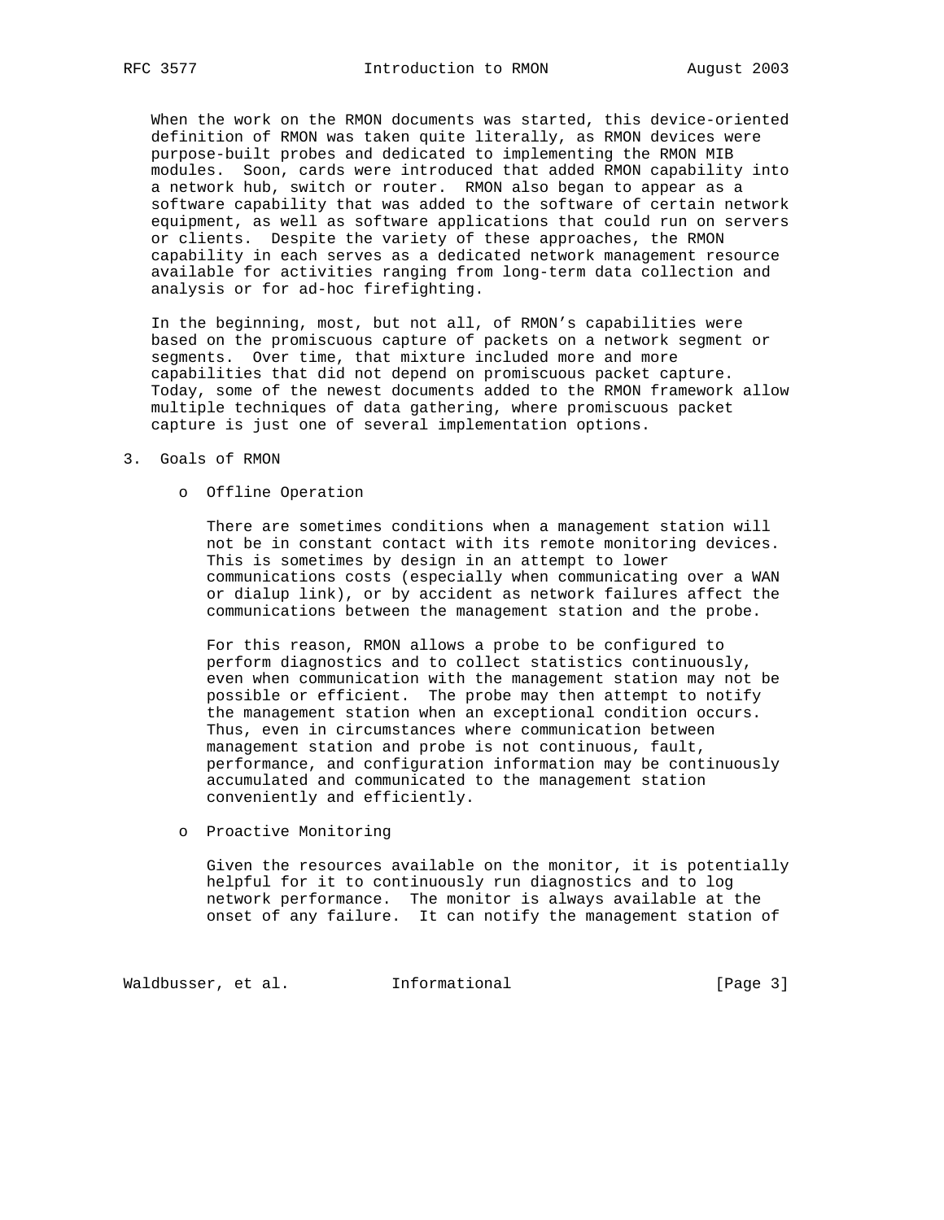When the work on the RMON documents was started, this device-oriented definition of RMON was taken quite literally, as RMON devices were purpose-built probes and dedicated to implementing the RMON MIB modules. Soon, cards were introduced that added RMON capability into a network hub, switch or router. RMON also began to appear as a software capability that was added to the software of certain network equipment, as well as software applications that could run on servers or clients. Despite the variety of these approaches, the RMON capability in each serves as a dedicated network management resource available for activities ranging from long-term data collection and analysis or for ad-hoc firefighting.

In the beginning, most, but not all, of RMON's capabilities were based on the promiscuous capture of packets on a network segment or segments. Over time, that mixture included more and more capabilities that did not depend on promiscuous packet capture. Today, some of the newest documents added to the RMON framework allow multiple techniques of data gathering, where promiscuous packet capture is just one of several implementation options.

## 3. Goals of RMON

- Offline Operation

  There are sometimes conditions when a management station will not be in constant contact with its remote monitoring devices. This is sometimes by design in an attempt to lower communications costs (especially when communicating over a WAN or dialup link), or by accident as network failures affect the communications between the management station and the probe.

  For this reason, RMON allows a probe to be configured to perform diagnostics and to collect statistics continuously, even when communication with the management station may not be possible or efficient. The probe may then attempt to notify the management station when an exceptional condition occurs. Thus, even in circumstances where communication between management station and probe is not continuous, fault, performance, and configuration information may be continuously accumulated and communicated to the management station conveniently and efficiently.

- Proactive Monitoring

  Given the resources available on the monitor, it is potentially helpful for it to continuously run diagnostics and to log network performance. The monitor is always available at the onset of any failure. It can notify the management station of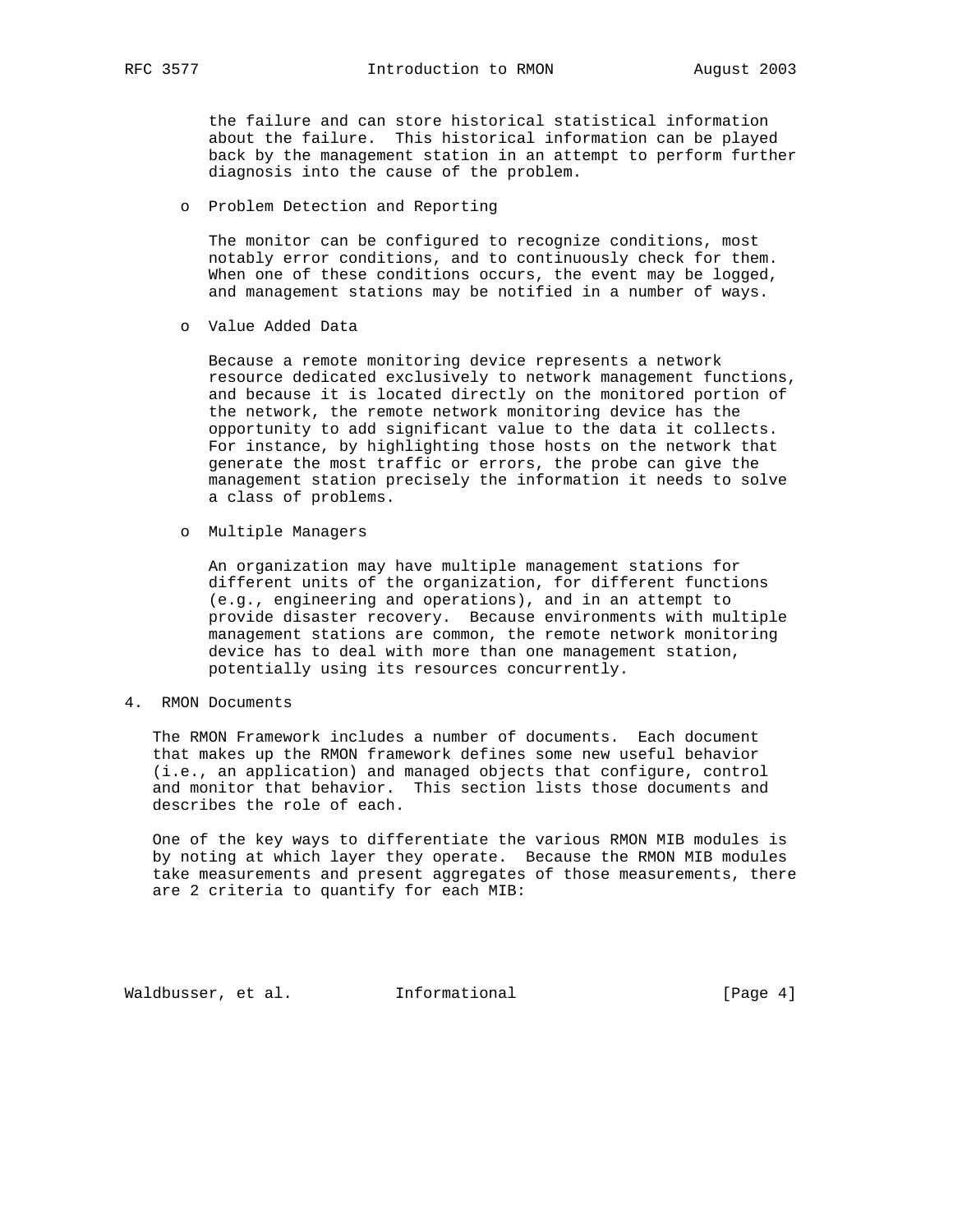the failure and can store historical statistical information about the failure. This historical information can be played back by the management station in an attempt to perform further diagnosis into the cause of the problem.

- Problem Detection and Reporting

  The monitor can be configured to recognize conditions, most notably error conditions, and to continuously check for them. When one of these conditions occurs, the event may be logged, and management stations may be notified in a number of ways.

- Value Added Data

  Because a remote monitoring device represents a network resource dedicated exclusively to network management functions, and because it is located directly on the monitored portion of the network, the remote network monitoring device has the opportunity to add significant value to the data it collects. For instance, by highlighting those hosts on the network that generate the most traffic or errors, the probe can give the management station precisely the information it needs to solve a class of problems.

- Multiple Managers

  An organization may have multiple management stations for different units of the organization, for different functions (e.g., engineering and operations), and in an attempt to provide disaster recovery. Because environments with multiple management stations are common, the remote network monitoring device has to deal with more than one management station, potentially using its resources concurrently.

## 4. RMON Documents

The RMON Framework includes a number of documents. Each document that makes up the RMON framework defines some new useful behavior (i.e., an application) and managed objects that configure, control and monitor that behavior. This section lists those documents and describes the role of each.

One of the key ways to differentiate the various RMON MIB modules is by noting at which layer they operate. Because the RMON MIB modules take measurements and present aggregates of those measurements, there are 2 criteria to quantify for each MIB: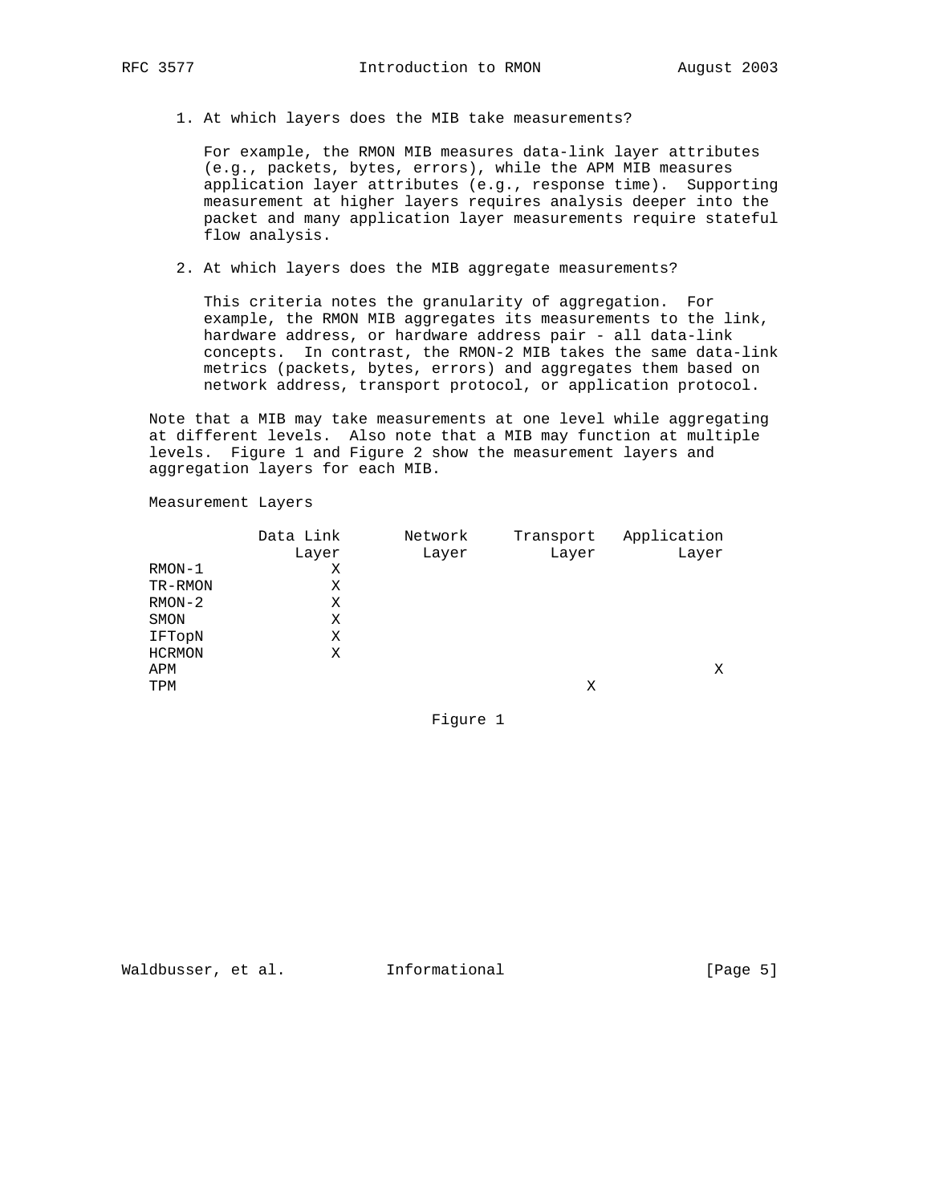1. At which layers does the MIB take measurements?

   For example, the RMON MIB measures data-link layer attributes (e.g., packets, bytes, errors), while the APM MIB measures application layer attributes (e.g., response time). Supporting measurement at higher layers requires analysis deeper into the packet and many application layer measurements require stateful flow analysis.

2. At which layers does the MIB aggregate measurements?

   This criteria notes the granularity of aggregation. For example, the RMON MIB aggregates its measurements to the link, hardware address, or hardware address pair - all data-link concepts. In contrast, the RMON-2 MIB takes the same data-link metrics (packets, bytes, errors) and aggregates them based on network address, transport protocol, or application protocol.

Note that a MIB may take measurements at one level while aggregating at different levels. Also note that a MIB may function at multiple levels. Figure 1 and Figure 2 show the measurement layers and aggregation layers for each MIB.

Measurement Layers

| | Data Link Layer | Network Layer | Transport Layer | Application Layer |
|---|---|---|---|---|
| RMON-1 | X | | | |
| TR-RMON | X | | | |
| RMON-2 | X | | | |
| SMON | X | | | |
| IFTopN | X | | | |
| HCRMON | X | | | |
| APM | | | | X |
| TPM | | | X | |

Figure 1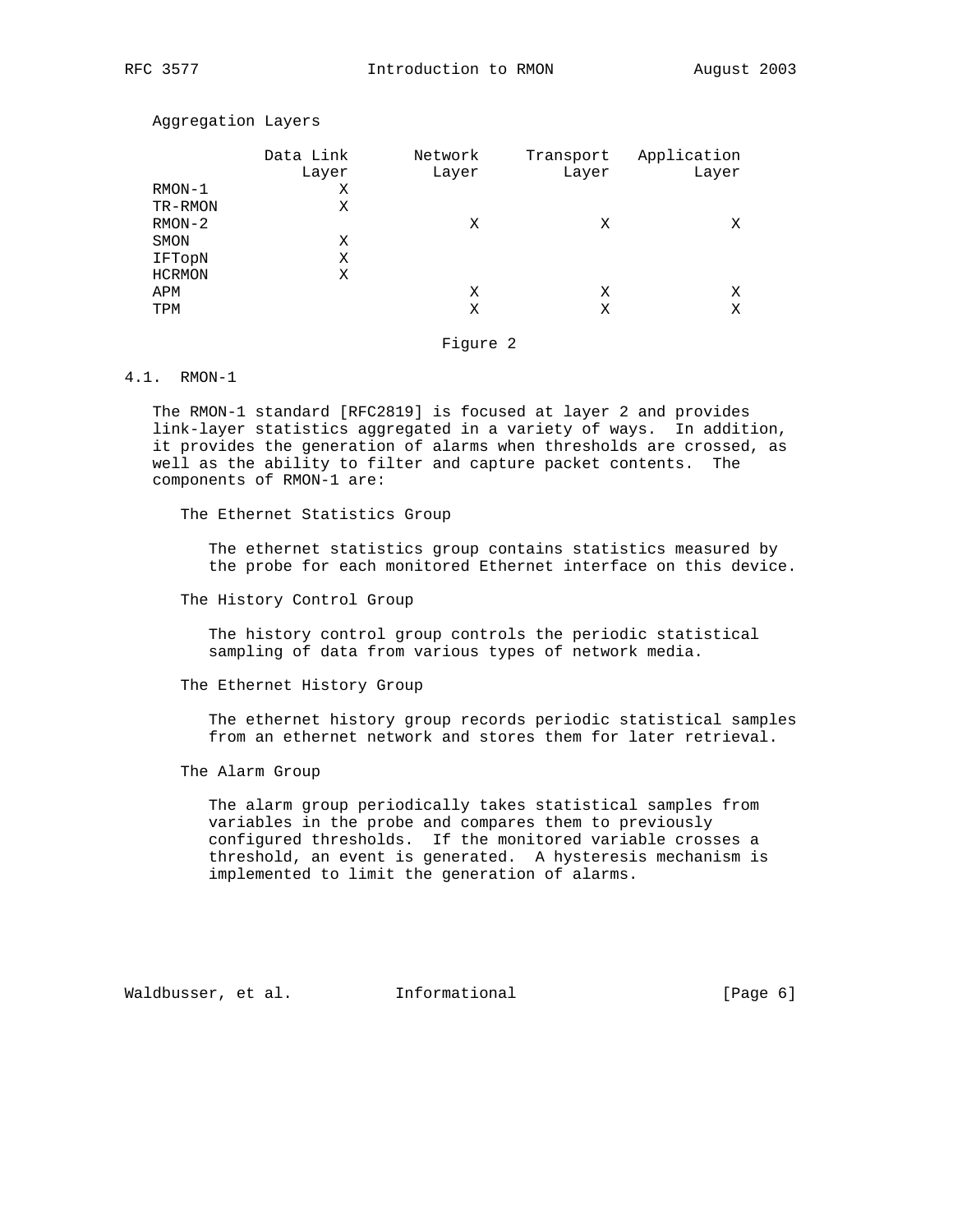Aggregation Layers

| | Data Link Layer | Network Layer | Transport Layer | Application Layer |
|---|---|---|---|---|
| RMON-1 | X | | | |
| TR-RMON | X | | | |
| RMON-2 | | X | X | X |
| SMON | X | | | |
| IFTopN | X | | | |
| HCRMON | X | | | |
| APM | | X | X | X |
| TPM | | X | X | X |

Figure 2

## 4.1. RMON-1

The RMON-1 standard [RFC2819] is focused at layer 2 and provides link-layer statistics aggregated in a variety of ways. In addition, it provides the generation of alarms when thresholds are crossed, as well as the ability to filter and capture packet contents. The components of RMON-1 are:

The Ethernet Statistics Group

The ethernet statistics group contains statistics measured by the probe for each monitored Ethernet interface on this device.

The History Control Group

The history control group controls the periodic statistical sampling of data from various types of network media.

The Ethernet History Group

The ethernet history group records periodic statistical samples from an ethernet network and stores them for later retrieval.

The Alarm Group

The alarm group periodically takes statistical samples from variables in the probe and compares them to previously configured thresholds. If the monitored variable crosses a threshold, an event is generated. A hysteresis mechanism is implemented to limit the generation of alarms.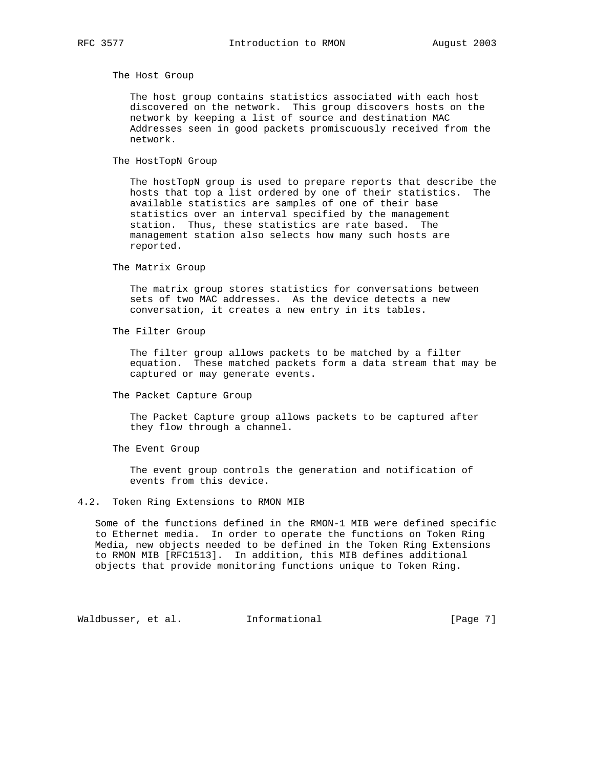### The Host Group

The host group contains statistics associated with each host discovered on the network. This group discovers hosts on the network by keeping a list of source and destination MAC Addresses seen in good packets promiscuously received from the network.

### The HostTopN Group

The hostTopN group is used to prepare reports that describe the hosts that top a list ordered by one of their statistics. The available statistics are samples of one of their base statistics over an interval specified by the management station. Thus, these statistics are rate based. The management station also selects how many such hosts are reported.

### The Matrix Group

The matrix group stores statistics for conversations between sets of two MAC addresses. As the device detects a new conversation, it creates a new entry in its tables.

### The Filter Group

The filter group allows packets to be matched by a filter equation. These matched packets form a data stream that may be captured or may generate events.

### The Packet Capture Group

The Packet Capture group allows packets to be captured after they flow through a channel.

### The Event Group

The event group controls the generation and notification of events from this device.

## 4.2. Token Ring Extensions to RMON MIB

Some of the functions defined in the RMON-1 MIB were defined specific to Ethernet media. In order to operate the functions on Token Ring Media, new objects needed to be defined in the Token Ring Extensions to RMON MIB [RFC1513]. In addition, this MIB defines additional objects that provide monitoring functions unique to Token Ring.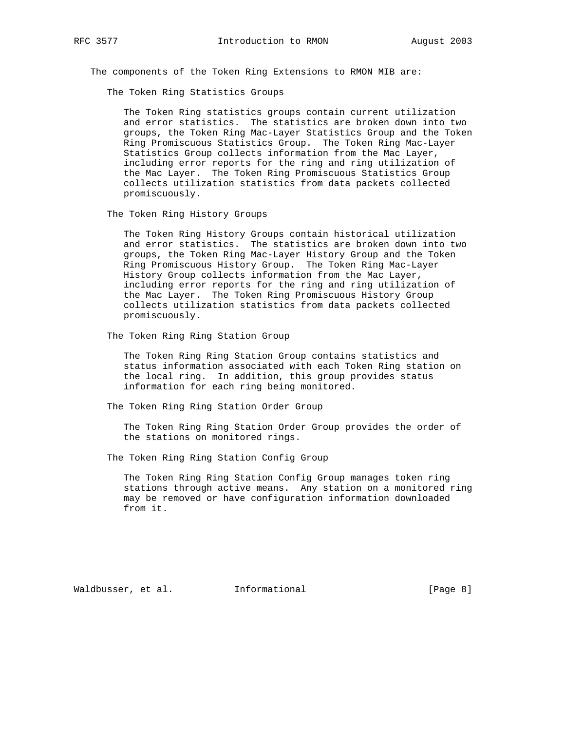The components of the Token Ring Extensions to RMON MIB are:

### The Token Ring Statistics Groups

The Token Ring statistics groups contain current utilization and error statistics. The statistics are broken down into two groups, the Token Ring Mac-Layer Statistics Group and the Token Ring Promiscuous Statistics Group. The Token Ring Mac-Layer Statistics Group collects information from the Mac Layer, including error reports for the ring and ring utilization of the Mac Layer. The Token Ring Promiscuous Statistics Group collects utilization statistics from data packets collected promiscuously.

### The Token Ring History Groups

The Token Ring History Groups contain historical utilization and error statistics. The statistics are broken down into two groups, the Token Ring Mac-Layer History Group and the Token Ring Promiscuous History Group. The Token Ring Mac-Layer History Group collects information from the Mac Layer, including error reports for the ring and ring utilization of the Mac Layer. The Token Ring Promiscuous History Group collects utilization statistics from data packets collected promiscuously.

### The Token Ring Ring Station Group

The Token Ring Ring Station Group contains statistics and status information associated with each Token Ring station on the local ring. In addition, this group provides status information for each ring being monitored.

### The Token Ring Ring Station Order Group

The Token Ring Ring Station Order Group provides the order of the stations on monitored rings.

### The Token Ring Ring Station Config Group

The Token Ring Ring Station Config Group manages token ring stations through active means. Any station on a monitored ring may be removed or have configuration information downloaded from it.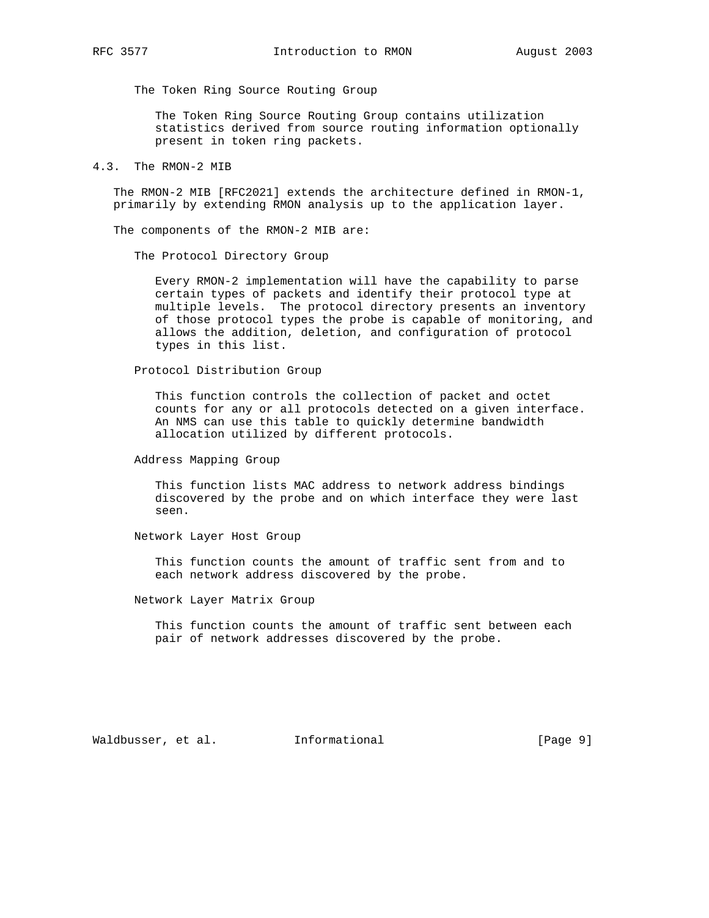The Token Ring Source Routing Group

The Token Ring Source Routing Group contains utilization statistics derived from source routing information optionally present in token ring packets.

## 4.3. The RMON-2 MIB

The RMON-2 MIB [RFC2021] extends the architecture defined in RMON-1, primarily by extending RMON analysis up to the application layer.

The components of the RMON-2 MIB are:

The Protocol Directory Group

Every RMON-2 implementation will have the capability to parse certain types of packets and identify their protocol type at multiple levels. The protocol directory presents an inventory of those protocol types the probe is capable of monitoring, and allows the addition, deletion, and configuration of protocol types in this list.

Protocol Distribution Group

This function controls the collection of packet and octet counts for any or all protocols detected on a given interface. An NMS can use this table to quickly determine bandwidth allocation utilized by different protocols.

Address Mapping Group

This function lists MAC address to network address bindings discovered by the probe and on which interface they were last seen.

Network Layer Host Group

This function counts the amount of traffic sent from and to each network address discovered by the probe.

Network Layer Matrix Group

This function counts the amount of traffic sent between each pair of network addresses discovered by the probe.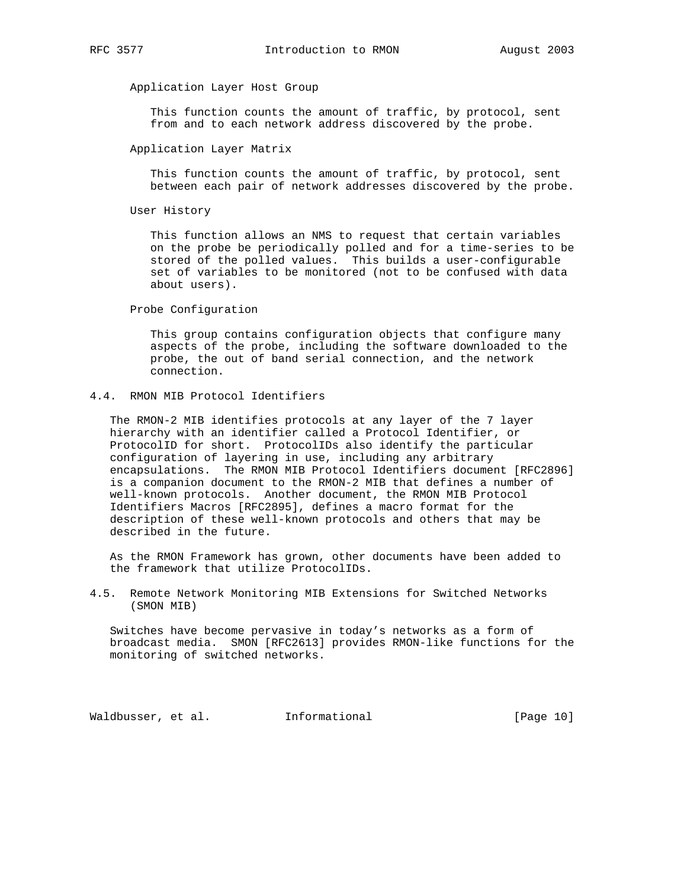Application Layer Host Group

This function counts the amount of traffic, by protocol, sent from and to each network address discovered by the probe.

Application Layer Matrix

This function counts the amount of traffic, by protocol, sent between each pair of network addresses discovered by the probe.

User History

This function allows an NMS to request that certain variables on the probe be periodically polled and for a time-series to be stored of the polled values. This builds a user-configurable set of variables to be monitored (not to be confused with data about users).

Probe Configuration

This group contains configuration objects that configure many aspects of the probe, including the software downloaded to the probe, the out of band serial connection, and the network connection.

### 4.4. RMON MIB Protocol Identifiers

The RMON-2 MIB identifies protocols at any layer of the 7 layer hierarchy with an identifier called a Protocol Identifier, or ProtocolID for short. ProtocolIDs also identify the particular configuration of layering in use, including any arbitrary encapsulations. The RMON MIB Protocol Identifiers document [RFC2896] is a companion document to the RMON-2 MIB that defines a number of well-known protocols. Another document, the RMON MIB Protocol Identifiers Macros [RFC2895], defines a macro format for the description of these well-known protocols and others that may be described in the future.

As the RMON Framework has grown, other documents have been added to the framework that utilize ProtocolIDs.

### 4.5. Remote Network Monitoring MIB Extensions for Switched Networks (SMON MIB)

Switches have become pervasive in today's networks as a form of broadcast media. SMON [RFC2613] provides RMON-like functions for the monitoring of switched networks.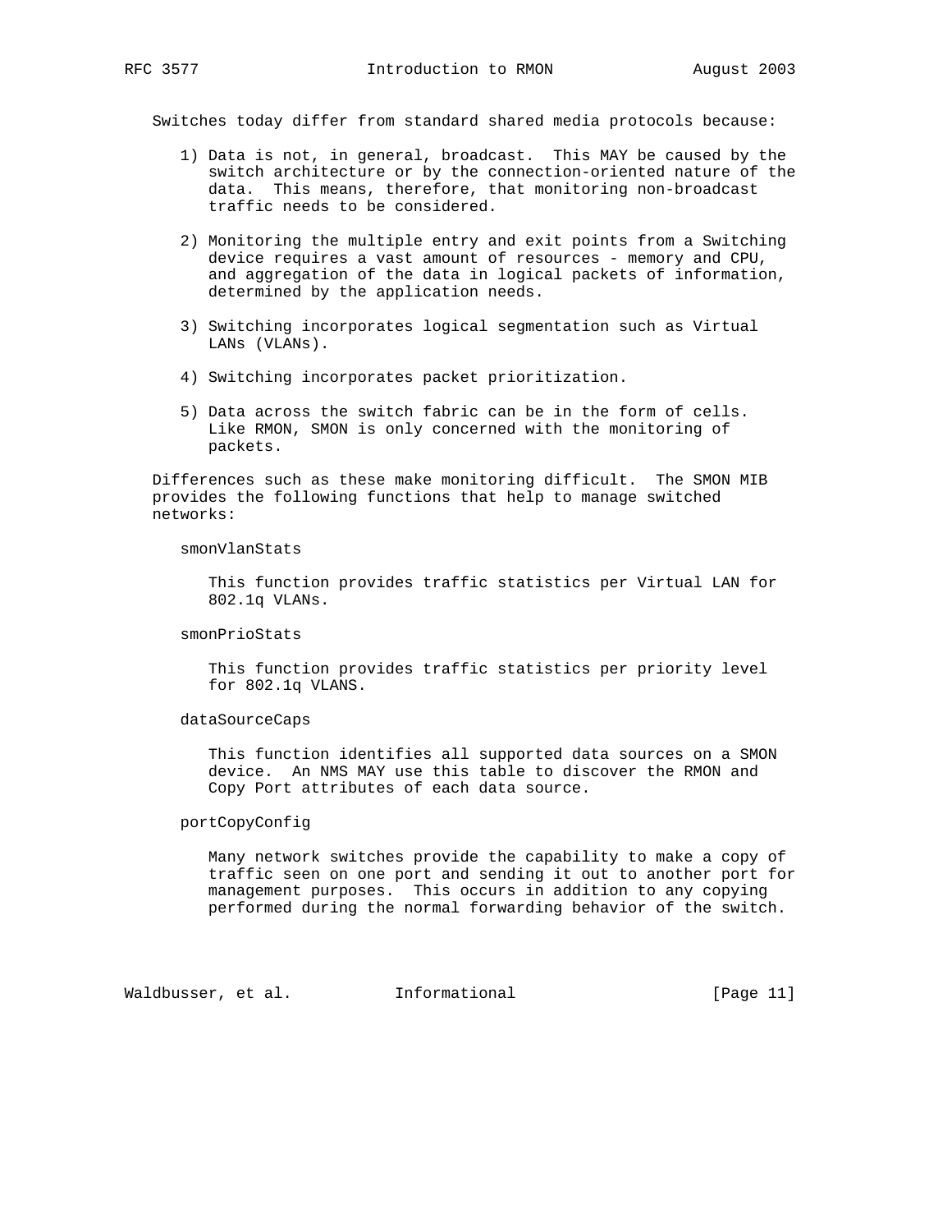Switches today differ from standard shared media protocols because:

1) Data is not, in general, broadcast. This MAY be caused by the switch architecture or by the connection-oriented nature of the data. This means, therefore, that monitoring non-broadcast traffic needs to be considered.

2) Monitoring the multiple entry and exit points from a Switching device requires a vast amount of resources - memory and CPU, and aggregation of the data in logical packets of information, determined by the application needs.

3) Switching incorporates logical segmentation such as Virtual LANs (VLANs).

4) Switching incorporates packet prioritization.

5) Data across the switch fabric can be in the form of cells. Like RMON, SMON is only concerned with the monitoring of packets.

Differences such as these make monitoring difficult. The SMON MIB provides the following functions that help to manage switched networks:

smonVlanStats

This function provides traffic statistics per Virtual LAN for 802.1q VLANs.

smonPrioStats

This function provides traffic statistics per priority level for 802.1q VLANS.

dataSourceCaps

This function identifies all supported data sources on a SMON device. An NMS MAY use this table to discover the RMON and Copy Port attributes of each data source.

portCopyConfig

Many network switches provide the capability to make a copy of traffic seen on one port and sending it out to another port for management purposes. This occurs in addition to any copying performed during the normal forwarding behavior of the switch.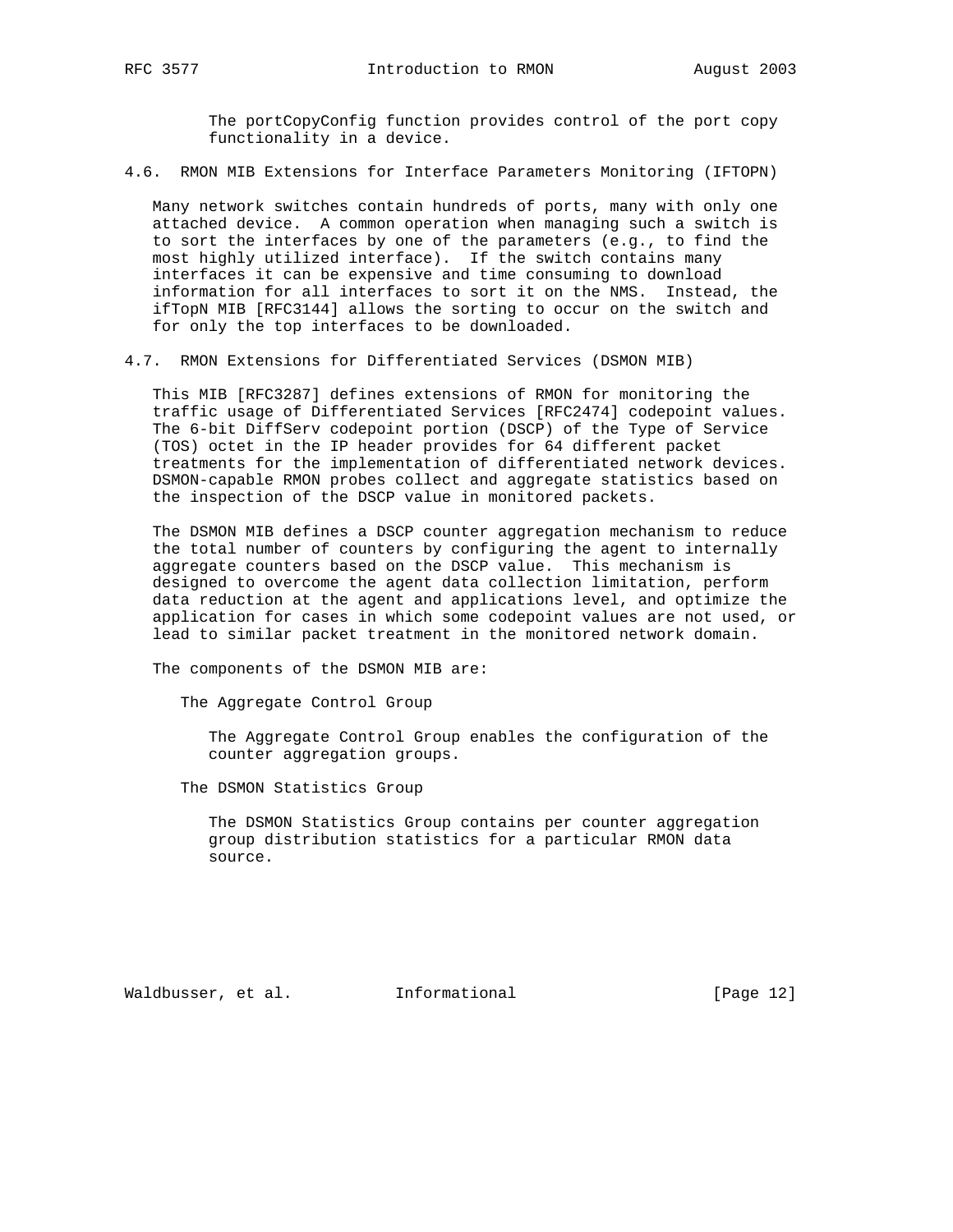The portCopyConfig function provides control of the port copy functionality in a device.

### 4.6. RMON MIB Extensions for Interface Parameters Monitoring (IFTOPN)

Many network switches contain hundreds of ports, many with only one attached device. A common operation when managing such a switch is to sort the interfaces by one of the parameters (e.g., to find the most highly utilized interface). If the switch contains many interfaces it can be expensive and time consuming to download information for all interfaces to sort it on the NMS. Instead, the ifTopN MIB [RFC3144] allows the sorting to occur on the switch and for only the top interfaces to be downloaded.

### 4.7. RMON Extensions for Differentiated Services (DSMON MIB)

This MIB [RFC3287] defines extensions of RMON for monitoring the traffic usage of Differentiated Services [RFC2474] codepoint values. The 6-bit DiffServ codepoint portion (DSCP) of the Type of Service (TOS) octet in the IP header provides for 64 different packet treatments for the implementation of differentiated network devices. DSMON-capable RMON probes collect and aggregate statistics based on the inspection of the DSCP value in monitored packets.

The DSMON MIB defines a DSCP counter aggregation mechanism to reduce the total number of counters by configuring the agent to internally aggregate counters based on the DSCP value. This mechanism is designed to overcome the agent data collection limitation, perform data reduction at the agent and applications level, and optimize the application for cases in which some codepoint values are not used, or lead to similar packet treatment in the monitored network domain.

The components of the DSMON MIB are:

The Aggregate Control Group

The Aggregate Control Group enables the configuration of the counter aggregation groups.

The DSMON Statistics Group

The DSMON Statistics Group contains per counter aggregation group distribution statistics for a particular RMON data source.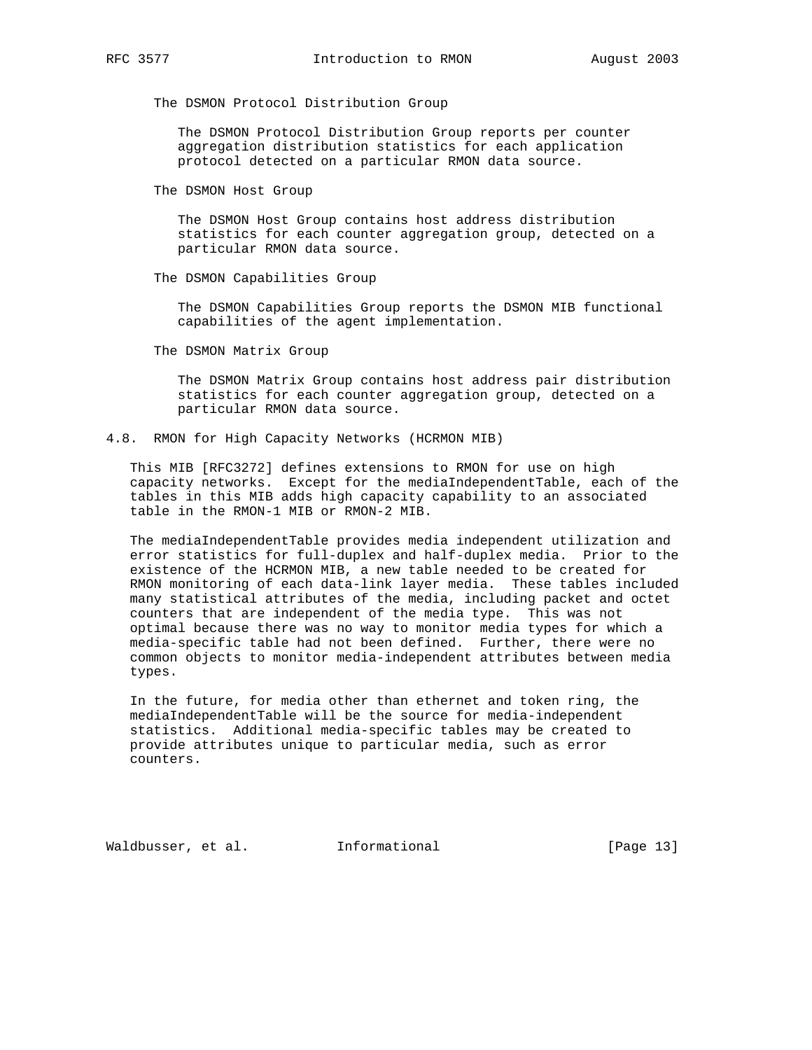The DSMON Protocol Distribution Group

The DSMON Protocol Distribution Group reports per counter aggregation distribution statistics for each application protocol detected on a particular RMON data source.

The DSMON Host Group

The DSMON Host Group contains host address distribution statistics for each counter aggregation group, detected on a particular RMON data source.

The DSMON Capabilities Group

The DSMON Capabilities Group reports the DSMON MIB functional capabilities of the agent implementation.

The DSMON Matrix Group

The DSMON Matrix Group contains host address pair distribution statistics for each counter aggregation group, detected on a particular RMON data source.

## 4.8. RMON for High Capacity Networks (HCRMON MIB)

This MIB [RFC3272] defines extensions to RMON for use on high capacity networks. Except for the mediaIndependentTable, each of the tables in this MIB adds high capacity capability to an associated table in the RMON-1 MIB or RMON-2 MIB.

The mediaIndependentTable provides media independent utilization and error statistics for full-duplex and half-duplex media. Prior to the existence of the HCRMON MIB, a new table needed to be created for RMON monitoring of each data-link layer media. These tables included many statistical attributes of the media, including packet and octet counters that are independent of the media type. This was not optimal because there was no way to monitor media types for which a media-specific table had not been defined. Further, there were no common objects to monitor media-independent attributes between media types.

In the future, for media other than ethernet and token ring, the mediaIndependentTable will be the source for media-independent statistics. Additional media-specific tables may be created to provide attributes unique to particular media, such as error counters.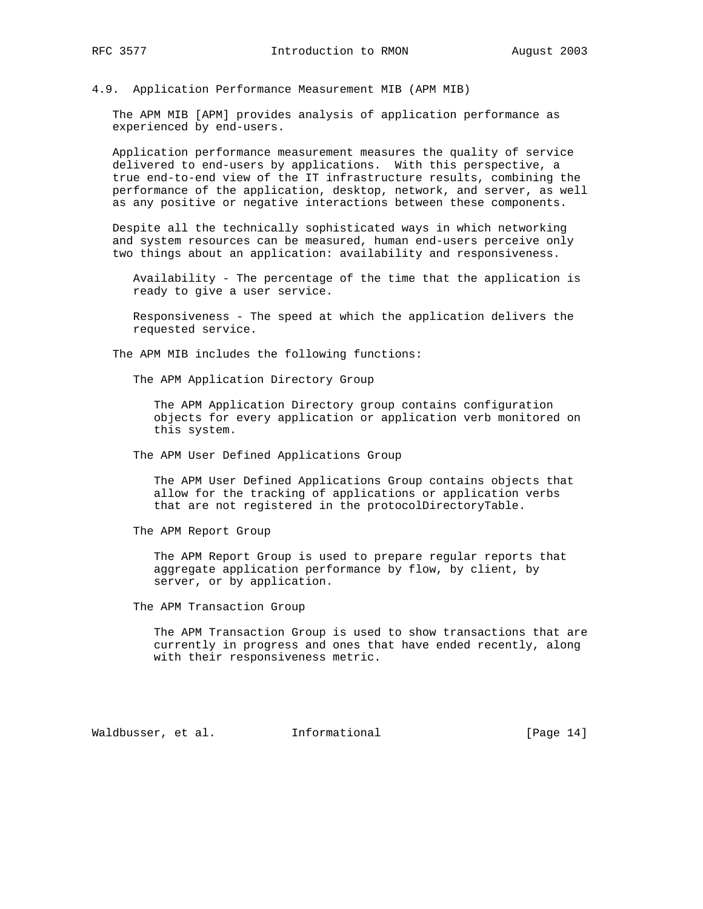### 4.9. Application Performance Measurement MIB (APM MIB)

The APM MIB [APM] provides analysis of application performance as experienced by end-users.

Application performance measurement measures the quality of service delivered to end-users by applications. With this perspective, a true end-to-end view of the IT infrastructure results, combining the performance of the application, desktop, network, and server, as well as any positive or negative interactions between these components.

Despite all the technically sophisticated ways in which networking and system resources can be measured, human end-users perceive only two things about an application: availability and responsiveness.

Availability - The percentage of the time that the application is ready to give a user service.

Responsiveness - The speed at which the application delivers the requested service.

The APM MIB includes the following functions:

The APM Application Directory Group

The APM Application Directory group contains configuration objects for every application or application verb monitored on this system.

The APM User Defined Applications Group

The APM User Defined Applications Group contains objects that allow for the tracking of applications or application verbs that are not registered in the protocolDirectoryTable.

The APM Report Group

The APM Report Group is used to prepare regular reports that aggregate application performance by flow, by client, by server, or by application.

The APM Transaction Group

The APM Transaction Group is used to show transactions that are currently in progress and ones that have ended recently, along with their responsiveness metric.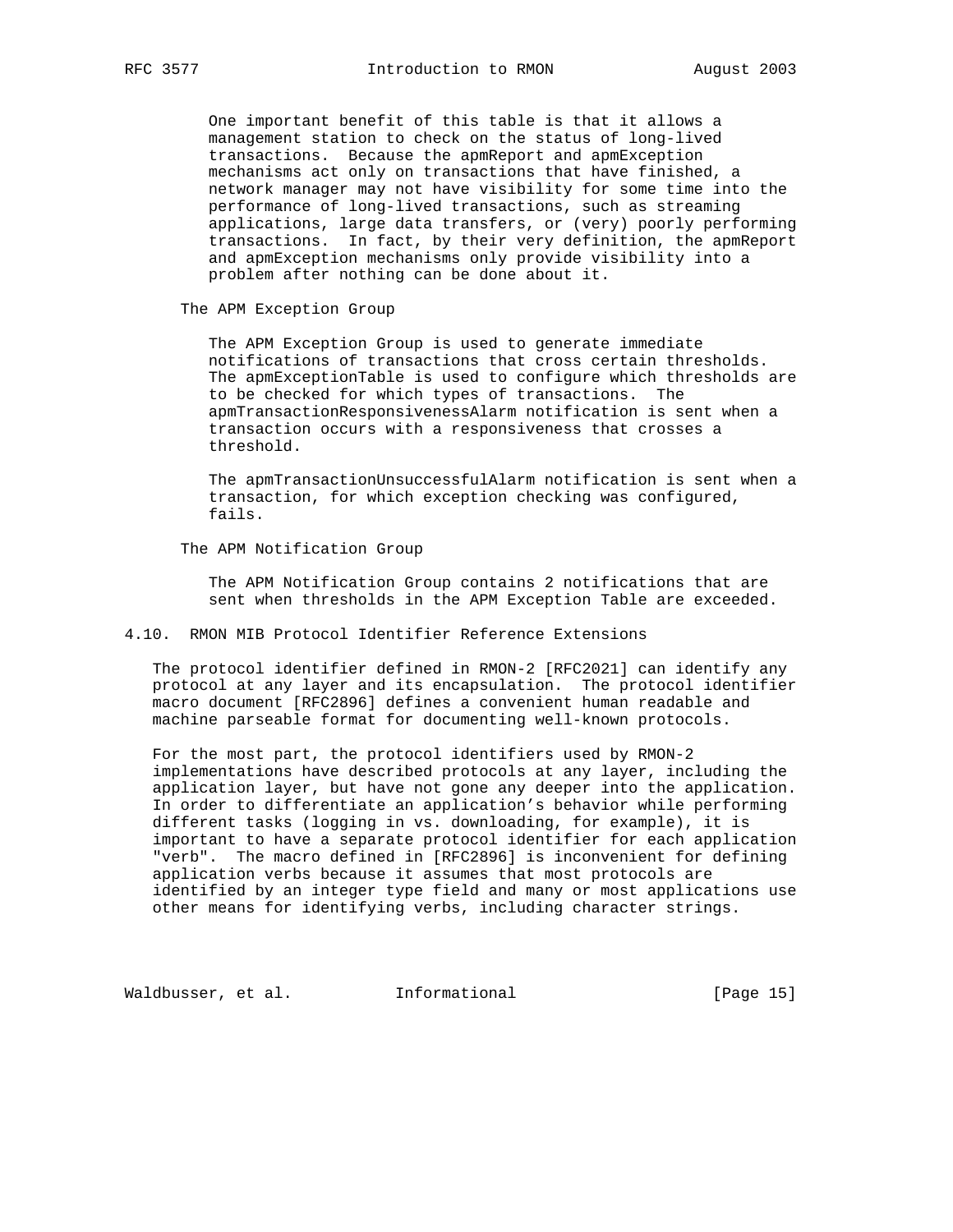One important benefit of this table is that it allows a management station to check on the status of long-lived transactions. Because the apmReport and apmException mechanisms act only on transactions that have finished, a network manager may not have visibility for some time into the performance of long-lived transactions, such as streaming applications, large data transfers, or (very) poorly performing transactions. In fact, by their very definition, the apmReport and apmException mechanisms only provide visibility into a problem after nothing can be done about it.

The APM Exception Group

The APM Exception Group is used to generate immediate notifications of transactions that cross certain thresholds. The apmExceptionTable is used to configure which thresholds are to be checked for which types of transactions. The apmTransactionResponsivenessAlarm notification is sent when a transaction occurs with a responsiveness that crosses a threshold.

The apmTransactionUnsuccessfulAlarm notification is sent when a transaction, for which exception checking was configured, fails.

The APM Notification Group

The APM Notification Group contains 2 notifications that are sent when thresholds in the APM Exception Table are exceeded.

### 4.10. RMON MIB Protocol Identifier Reference Extensions

The protocol identifier defined in RMON-2 [RFC2021] can identify any protocol at any layer and its encapsulation. The protocol identifier macro document [RFC2896] defines a convenient human readable and machine parseable format for documenting well-known protocols.

For the most part, the protocol identifiers used by RMON-2 implementations have described protocols at any layer, including the application layer, but have not gone any deeper into the application. In order to differentiate an application's behavior while performing different tasks (logging in vs. downloading, for example), it is important to have a separate protocol identifier for each application "verb". The macro defined in [RFC2896] is inconvenient for defining application verbs because it assumes that most protocols are identified by an integer type field and many or most applications use other means for identifying verbs, including character strings.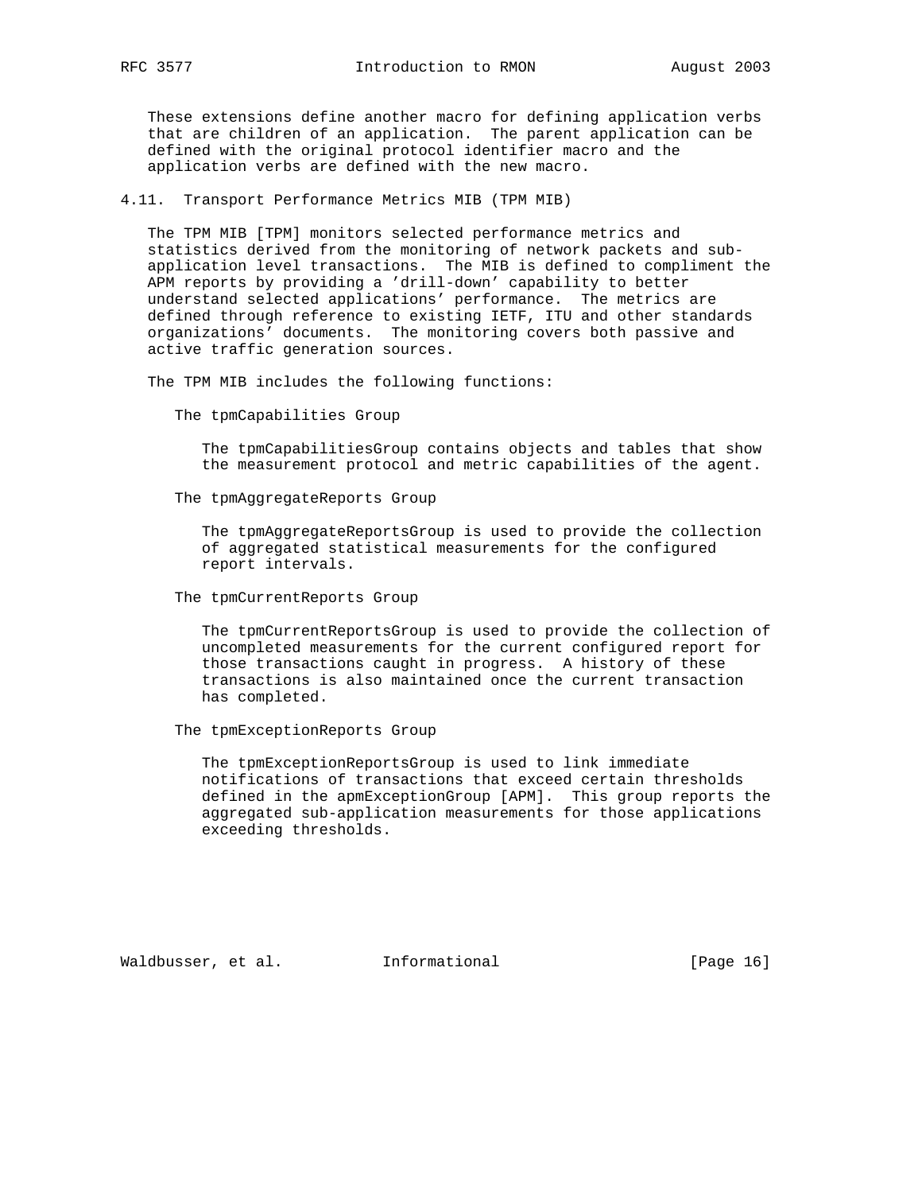These extensions define another macro for defining application verbs that are children of an application. The parent application can be defined with the original protocol identifier macro and the application verbs are defined with the new macro.

## 4.11. Transport Performance Metrics MIB (TPM MIB)

The TPM MIB [TPM] monitors selected performance metrics and statistics derived from the monitoring of network packets and sub-application level transactions. The MIB is defined to compliment the APM reports by providing a 'drill-down' capability to better understand selected applications' performance. The metrics are defined through reference to existing IETF, ITU and other standards organizations' documents. The monitoring covers both passive and active traffic generation sources.

The TPM MIB includes the following functions:

The tpmCapabilities Group

The tpmCapabilitiesGroup contains objects and tables that show the measurement protocol and metric capabilities of the agent.

The tpmAggregateReports Group

The tpmAggregateReportsGroup is used to provide the collection of aggregated statistical measurements for the configured report intervals.

The tpmCurrentReports Group

The tpmCurrentReportsGroup is used to provide the collection of uncompleted measurements for the current configured report for those transactions caught in progress. A history of these transactions is also maintained once the current transaction has completed.

The tpmExceptionReports Group

The tpmExceptionReportsGroup is used to link immediate notifications of transactions that exceed certain thresholds defined in the apmExceptionGroup [APM]. This group reports the aggregated sub-application measurements for those applications exceeding thresholds.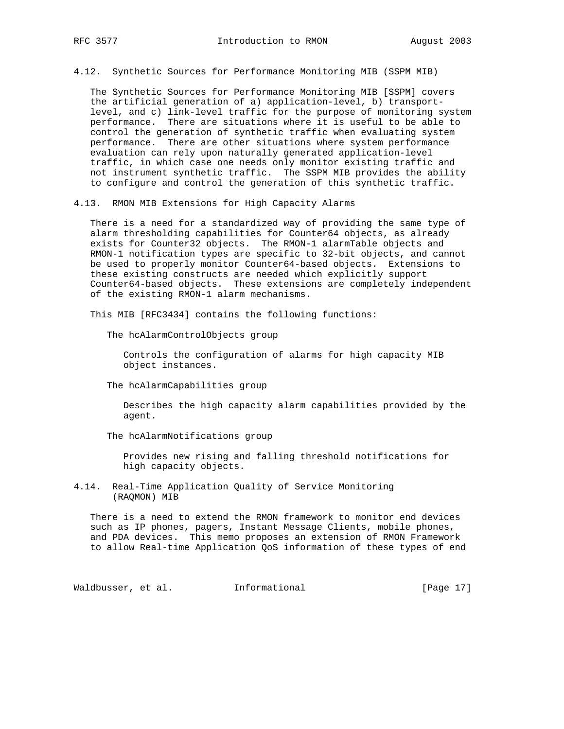### 4.12. Synthetic Sources for Performance Monitoring MIB (SSPM MIB)

The Synthetic Sources for Performance Monitoring MIB [SSPM] covers the artificial generation of a) application-level, b) transport-level, and c) link-level traffic for the purpose of monitoring system performance. There are situations where it is useful to be able to control the generation of synthetic traffic when evaluating system performance. There are other situations where system performance evaluation can rely upon naturally generated application-level traffic, in which case one needs only monitor existing traffic and not instrument synthetic traffic. The SSPM MIB provides the ability to configure and control the generation of this synthetic traffic.

### 4.13. RMON MIB Extensions for High Capacity Alarms

There is a need for a standardized way of providing the same type of alarm thresholding capabilities for Counter64 objects, as already exists for Counter32 objects. The RMON-1 alarmTable objects and RMON-1 notification types are specific to 32-bit objects, and cannot be used to properly monitor Counter64-based objects. Extensions to these existing constructs are needed which explicitly support Counter64-based objects. These extensions are completely independent of the existing RMON-1 alarm mechanisms.

This MIB [RFC3434] contains the following functions:

The hcAlarmControlObjects group

> Controls the configuration of alarms for high capacity MIB object instances.

The hcAlarmCapabilities group

> Describes the high capacity alarm capabilities provided by the agent.

The hcAlarmNotifications group

> Provides new rising and falling threshold notifications for high capacity objects.

### 4.14. Real-Time Application Quality of Service Monitoring (RAQMON) MIB

There is a need to extend the RMON framework to monitor end devices such as IP phones, pagers, Instant Message Clients, mobile phones, and PDA devices. This memo proposes an extension of RMON Framework to allow Real-time Application QoS information of these types of end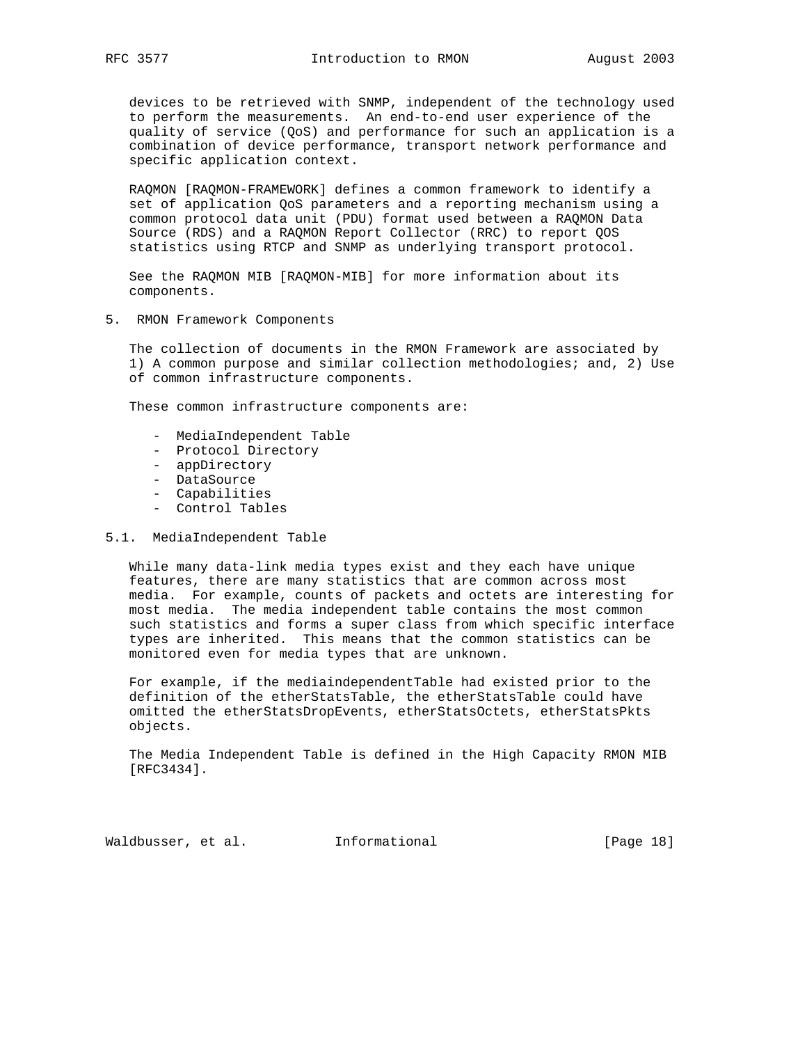devices to be retrieved with SNMP, independent of the technology used to perform the measurements. An end-to-end user experience of the quality of service (QoS) and performance for such an application is a combination of device performance, transport network performance and specific application context.

RAQMON [RAQMON-FRAMEWORK] defines a common framework to identify a set of application QoS parameters and a reporting mechanism using a common protocol data unit (PDU) format used between a RAQMON Data Source (RDS) and a RAQMON Report Collector (RRC) to report QOS statistics using RTCP and SNMP as underlying transport protocol.

See the RAQMON MIB [RAQMON-MIB] for more information about its components.

## 5. RMON Framework Components

The collection of documents in the RMON Framework are associated by 1) A common purpose and similar collection methodologies; and, 2) Use of common infrastructure components.

These common infrastructure components are:

- MediaIndependent Table
- Protocol Directory
- appDirectory
- DataSource
- Capabilities
- Control Tables

### 5.1. MediaIndependent Table

While many data-link media types exist and they each have unique features, there are many statistics that are common across most media. For example, counts of packets and octets are interesting for most media. The media independent table contains the most common such statistics and forms a super class from which specific interface types are inherited. This means that the common statistics can be monitored even for media types that are unknown.

For example, if the mediaindependentTable had existed prior to the definition of the etherStatsTable, the etherStatsTable could have omitted the etherStatsDropEvents, etherStatsOctets, etherStatsPkts objects.

The Media Independent Table is defined in the High Capacity RMON MIB [RFC3434].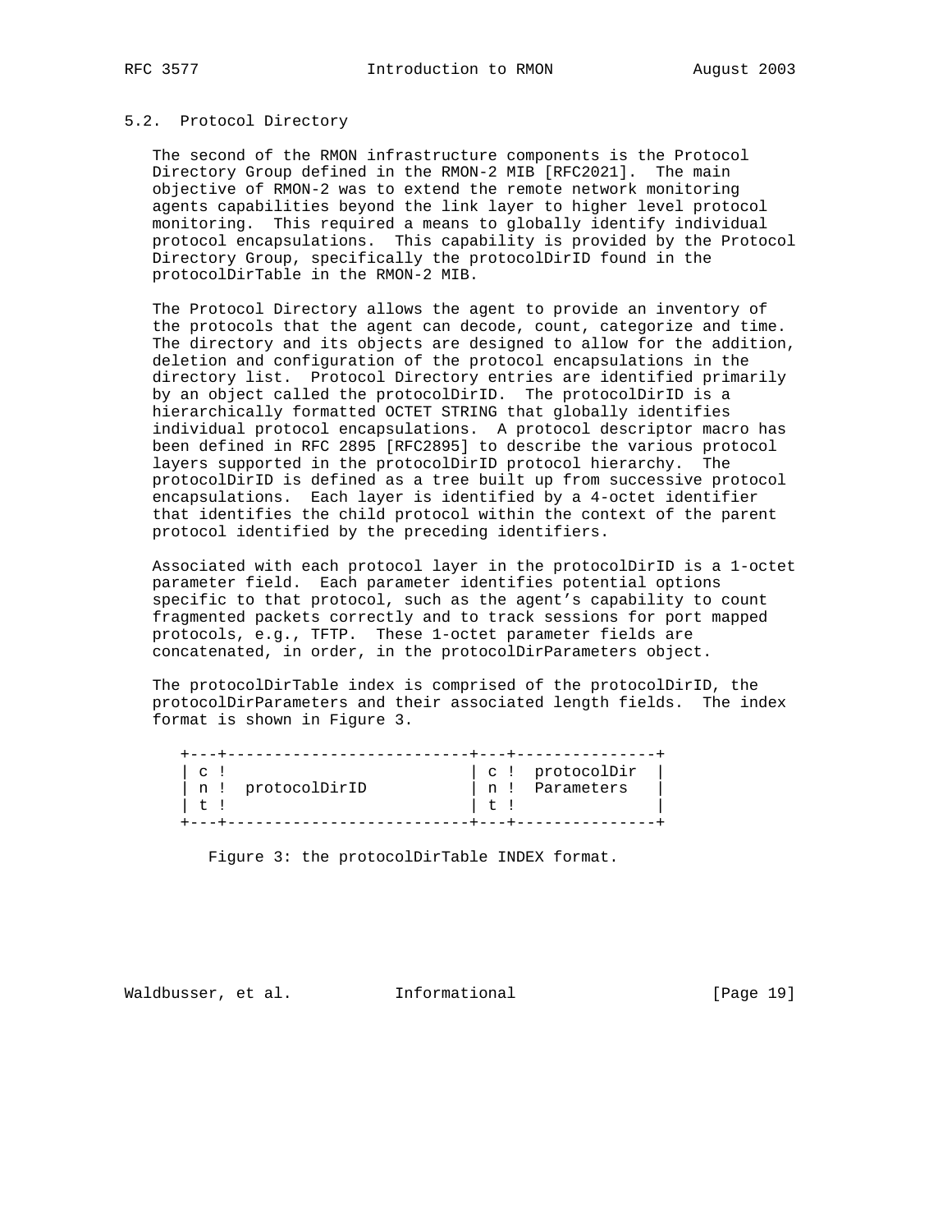## 5.2. Protocol Directory

The second of the RMON infrastructure components is the Protocol Directory Group defined in the RMON-2 MIB [RFC2021]. The main objective of RMON-2 was to extend the remote network monitoring agents capabilities beyond the link layer to higher level protocol monitoring. This required a means to globally identify individual protocol encapsulations. This capability is provided by the Protocol Directory Group, specifically the protocolDirID found in the protocolDirTable in the RMON-2 MIB.

The Protocol Directory allows the agent to provide an inventory of the protocols that the agent can decode, count, categorize and time. The directory and its objects are designed to allow for the addition, deletion and configuration of the protocol encapsulations in the directory list. Protocol Directory entries are identified primarily by an object called the protocolDirID. The protocolDirID is a hierarchically formatted OCTET STRING that globally identifies individual protocol encapsulations. A protocol descriptor macro has been defined in RFC 2895 [RFC2895] to describe the various protocol layers supported in the protocolDirID protocol hierarchy. The protocolDirID is defined as a tree built up from successive protocol encapsulations. Each layer is identified by a 4-octet identifier that identifies the child protocol within the context of the parent protocol identified by the preceding identifiers.

Associated with each protocol layer in the protocolDirID is a 1-octet parameter field. Each parameter identifies potential options specific to that protocol, such as the agent's capability to count fragmented packets correctly and to track sessions for port mapped protocols, e.g., TFTP. These 1-octet parameter fields are concatenated, in order, in the protocolDirParameters object.

The protocolDirTable index is comprised of the protocolDirID, the protocolDirParameters and their associated length fields. The index format is shown in Figure 3.

```
+---+--------------------------+---+---------------+
| c !                          | c !  protocolDir  |
| n !  protocolDirID           | n !  Parameters   |
| t !                          | t !               |
+---+--------------------------+---+---------------+
```

Figure 3: the protocolDirTable INDEX format.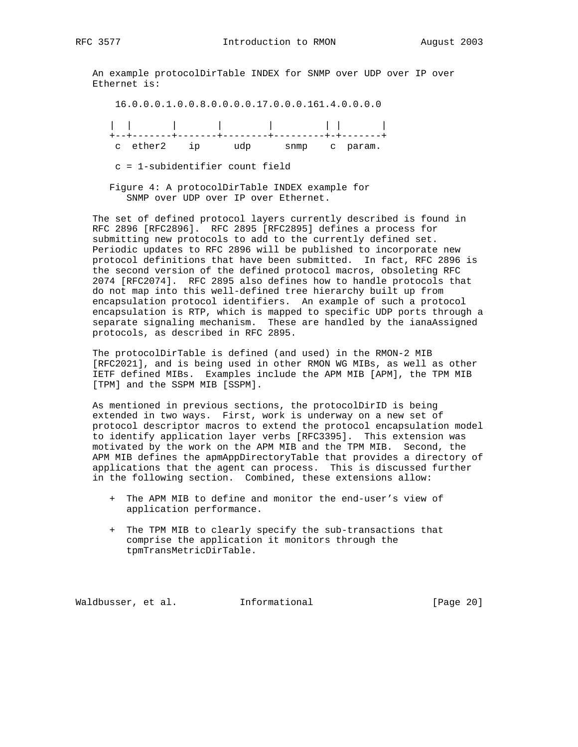An example protocolDirTable INDEX for SNMP over UDP over IP over Ethernet is:

```
 16.0.0.0.1.0.0.8.0.0.0.0.17.0.0.0.161.4.0.0.0.0

|  |       |       |        |         | |       |
+--+-------+-------+--------+---------+-+-------+
 c  ether2    ip      udp      snmp    c  param.

 c = 1-subidentifier count field
```

Figure 4: A protocolDirTable INDEX example for SNMP over UDP over IP over Ethernet.

The set of defined protocol layers currently described is found in RFC 2896 [RFC2896]. RFC 2895 [RFC2895] defines a process for submitting new protocols to add to the currently defined set. Periodic updates to RFC 2896 will be published to incorporate new protocol definitions that have been submitted. In fact, RFC 2896 is the second version of the defined protocol macros, obsoleting RFC 2074 [RFC2074]. RFC 2895 also defines how to handle protocols that do not map into this well-defined tree hierarchy built up from encapsulation protocol identifiers. An example of such a protocol encapsulation is RTP, which is mapped to specific UDP ports through a separate signaling mechanism. These are handled by the ianaAssigned protocols, as described in RFC 2895.

The protocolDirTable is defined (and used) in the RMON-2 MIB [RFC2021], and is being used in other RMON WG MIBs, as well as other IETF defined MIBs. Examples include the APM MIB [APM], the TPM MIB [TPM] and the SSPM MIB [SSPM].

As mentioned in previous sections, the protocolDirID is being extended in two ways. First, work is underway on a new set of protocol descriptor macros to extend the protocol encapsulation model to identify application layer verbs [RFC3395]. This extension was motivated by the work on the APM MIB and the TPM MIB. Second, the APM MIB defines the apmAppDirectoryTable that provides a directory of applications that the agent can process. This is discussed further in the following section. Combined, these extensions allow:

+ The APM MIB to define and monitor the end-user's view of application performance.

+ The TPM MIB to clearly specify the sub-transactions that comprise the application it monitors through the tpmTransMetricDirTable.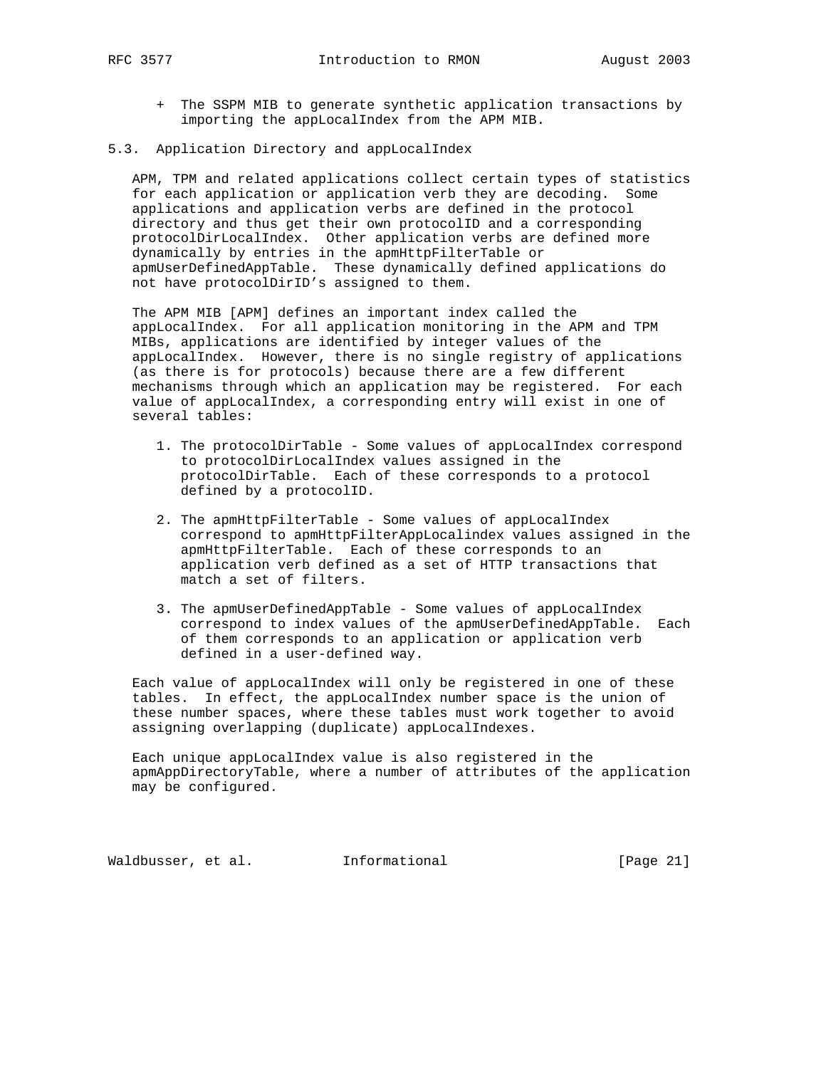+ The SSPM MIB to generate synthetic application transactions by importing the appLocalIndex from the APM MIB.

## 5.3. Application Directory and appLocalIndex

APM, TPM and related applications collect certain types of statistics for each application or application verb they are decoding. Some applications and application verbs are defined in the protocol directory and thus get their own protocolID and a corresponding protocolDirLocalIndex. Other application verbs are defined more dynamically by entries in the apmHttpFilterTable or apmUserDefinedAppTable. These dynamically defined applications do not have protocolDirID's assigned to them.

The APM MIB [APM] defines an important index called the appLocalIndex. For all application monitoring in the APM and TPM MIBs, applications are identified by integer values of the appLocalIndex. However, there is no single registry of applications (as there is for protocols) because there are a few different mechanisms through which an application may be registered. For each value of appLocalIndex, a corresponding entry will exist in one of several tables:

1. The protocolDirTable - Some values of appLocalIndex correspond to protocolDirLocalIndex values assigned in the protocolDirTable. Each of these corresponds to a protocol defined by a protocolID.

2. The apmHttpFilterTable - Some values of appLocalIndex correspond to apmHttpFilterAppLocalindex values assigned in the apmHttpFilterTable. Each of these corresponds to an application verb defined as a set of HTTP transactions that match a set of filters.

3. The apmUserDefinedAppTable - Some values of appLocalIndex correspond to index values of the apmUserDefinedAppTable. Each of them corresponds to an application or application verb defined in a user-defined way.

Each value of appLocalIndex will only be registered in one of these tables. In effect, the appLocalIndex number space is the union of these number spaces, where these tables must work together to avoid assigning overlapping (duplicate) appLocalIndexes.

Each unique appLocalIndex value is also registered in the apmAppDirectoryTable, where a number of attributes of the application may be configured.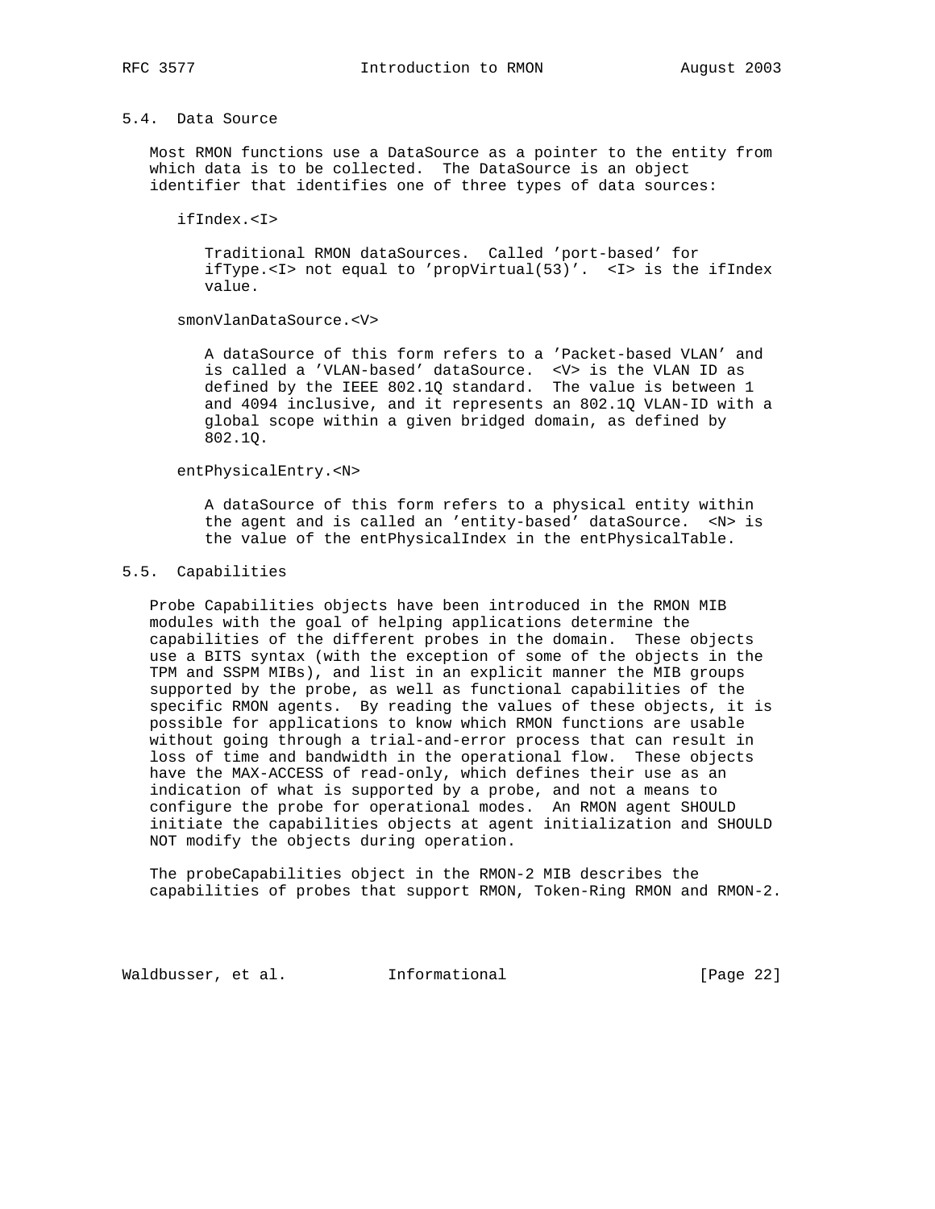## 5.4. Data Source

Most RMON functions use a DataSource as a pointer to the entity from which data is to be collected. The DataSource is an object identifier that identifies one of three types of data sources:

ifIndex.<I>

> Traditional RMON dataSources. Called 'port-based' for ifType.<I> not equal to 'propVirtual(53)'. <I> is the ifIndex value.

smonVlanDataSource.<V>

> A dataSource of this form refers to a 'Packet-based VLAN' and is called a 'VLAN-based' dataSource. <V> is the VLAN ID as defined by the IEEE 802.1Q standard. The value is between 1 and 4094 inclusive, and it represents an 802.1Q VLAN-ID with a global scope within a given bridged domain, as defined by 802.1Q.

entPhysicalEntry.<N>

> A dataSource of this form refers to a physical entity within the agent and is called an 'entity-based' dataSource. <N> is the value of the entPhysicalIndex in the entPhysicalTable.

## 5.5. Capabilities

Probe Capabilities objects have been introduced in the RMON MIB modules with the goal of helping applications determine the capabilities of the different probes in the domain. These objects use a BITS syntax (with the exception of some of the objects in the TPM and SSPM MIBs), and list in an explicit manner the MIB groups supported by the probe, as well as functional capabilities of the specific RMON agents. By reading the values of these objects, it is possible for applications to know which RMON functions are usable without going through a trial-and-error process that can result in loss of time and bandwidth in the operational flow. These objects have the MAX-ACCESS of read-only, which defines their use as an indication of what is supported by a probe, and not a means to configure the probe for operational modes. An RMON agent SHOULD initiate the capabilities objects at agent initialization and SHOULD NOT modify the objects during operation.

The probeCapabilities object in the RMON-2 MIB describes the capabilities of probes that support RMON, Token-Ring RMON and RMON-2.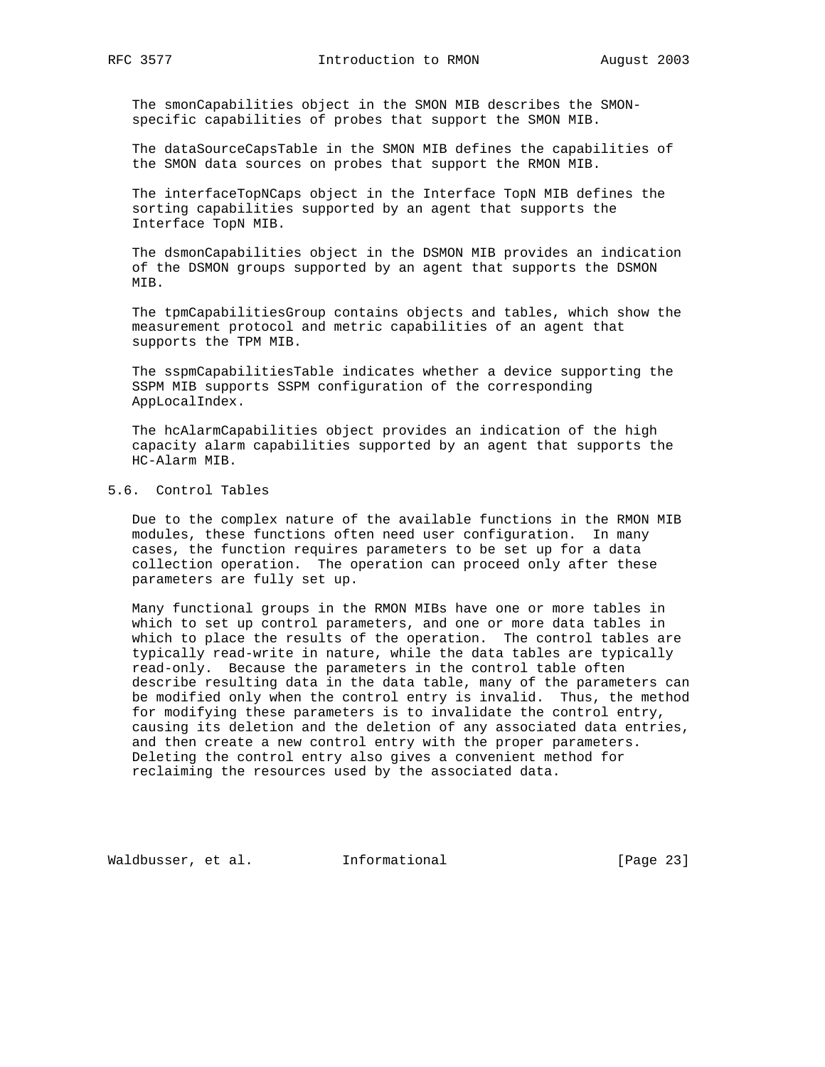The smonCapabilities object in the SMON MIB describes the SMON-specific capabilities of probes that support the SMON MIB.

The dataSourceCapsTable in the SMON MIB defines the capabilities of the SMON data sources on probes that support the RMON MIB.

The interfaceTopNCaps object in the Interface TopN MIB defines the sorting capabilities supported by an agent that supports the Interface TopN MIB.

The dsmonCapabilities object in the DSMON MIB provides an indication of the DSMON groups supported by an agent that supports the DSMON MIB.

The tpmCapabilitiesGroup contains objects and tables, which show the measurement protocol and metric capabilities of an agent that supports the TPM MIB.

The sspmCapabilitiesTable indicates whether a device supporting the SSPM MIB supports SSPM configuration of the corresponding AppLocalIndex.

The hcAlarmCapabilities object provides an indication of the high capacity alarm capabilities supported by an agent that supports the HC-Alarm MIB.

## 5.6. Control Tables

Due to the complex nature of the available functions in the RMON MIB modules, these functions often need user configuration. In many cases, the function requires parameters to be set up for a data collection operation. The operation can proceed only after these parameters are fully set up.

Many functional groups in the RMON MIBs have one or more tables in which to set up control parameters, and one or more data tables in which to place the results of the operation. The control tables are typically read-write in nature, while the data tables are typically read-only. Because the parameters in the control table often describe resulting data in the data table, many of the parameters can be modified only when the control entry is invalid. Thus, the method for modifying these parameters is to invalidate the control entry, causing its deletion and the deletion of any associated data entries, and then create a new control entry with the proper parameters. Deleting the control entry also gives a convenient method for reclaiming the resources used by the associated data.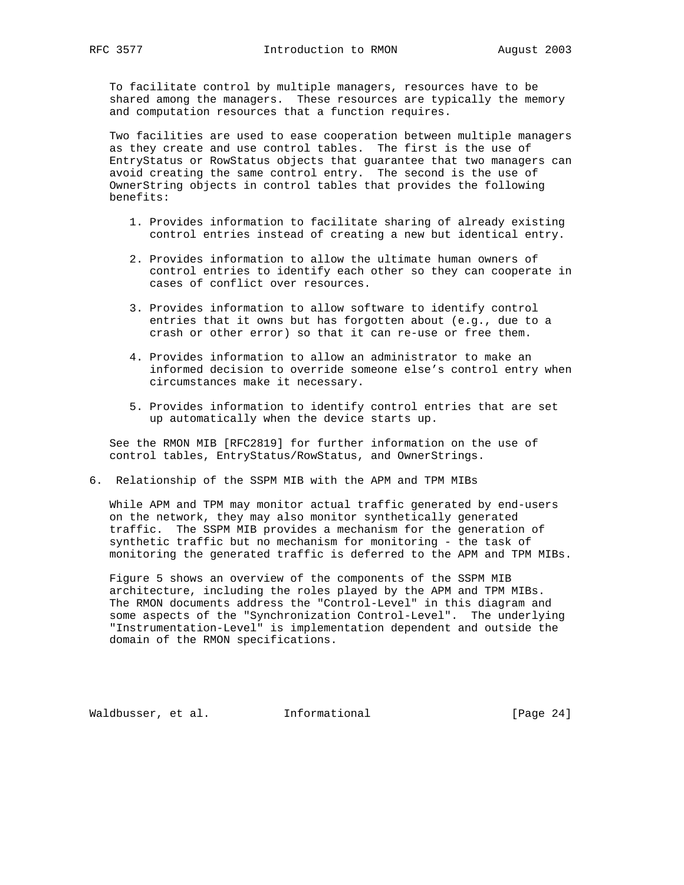To facilitate control by multiple managers, resources have to be shared among the managers. These resources are typically the memory and computation resources that a function requires.

Two facilities are used to ease cooperation between multiple managers as they create and use control tables. The first is the use of EntryStatus or RowStatus objects that guarantee that two managers can avoid creating the same control entry. The second is the use of OwnerString objects in control tables that provides the following benefits:

1. Provides information to facilitate sharing of already existing control entries instead of creating a new but identical entry.

2. Provides information to allow the ultimate human owners of control entries to identify each other so they can cooperate in cases of conflict over resources.

3. Provides information to allow software to identify control entries that it owns but has forgotten about (e.g., due to a crash or other error) so that it can re-use or free them.

4. Provides information to allow an administrator to make an informed decision to override someone else's control entry when circumstances make it necessary.

5. Provides information to identify control entries that are set up automatically when the device starts up.

See the RMON MIB [RFC2819] for further information on the use of control tables, EntryStatus/RowStatus, and OwnerStrings.

## 6. Relationship of the SSPM MIB with the APM and TPM MIBs

While APM and TPM may monitor actual traffic generated by end-users on the network, they may also monitor synthetically generated traffic. The SSPM MIB provides a mechanism for the generation of synthetic traffic but no mechanism for monitoring - the task of monitoring the generated traffic is deferred to the APM and TPM MIBs.

Figure 5 shows an overview of the components of the SSPM MIB architecture, including the roles played by the APM and TPM MIBs. The RMON documents address the "Control-Level" in this diagram and some aspects of the "Synchronization Control-Level". The underlying "Instrumentation-Level" is implementation dependent and outside the domain of the RMON specifications.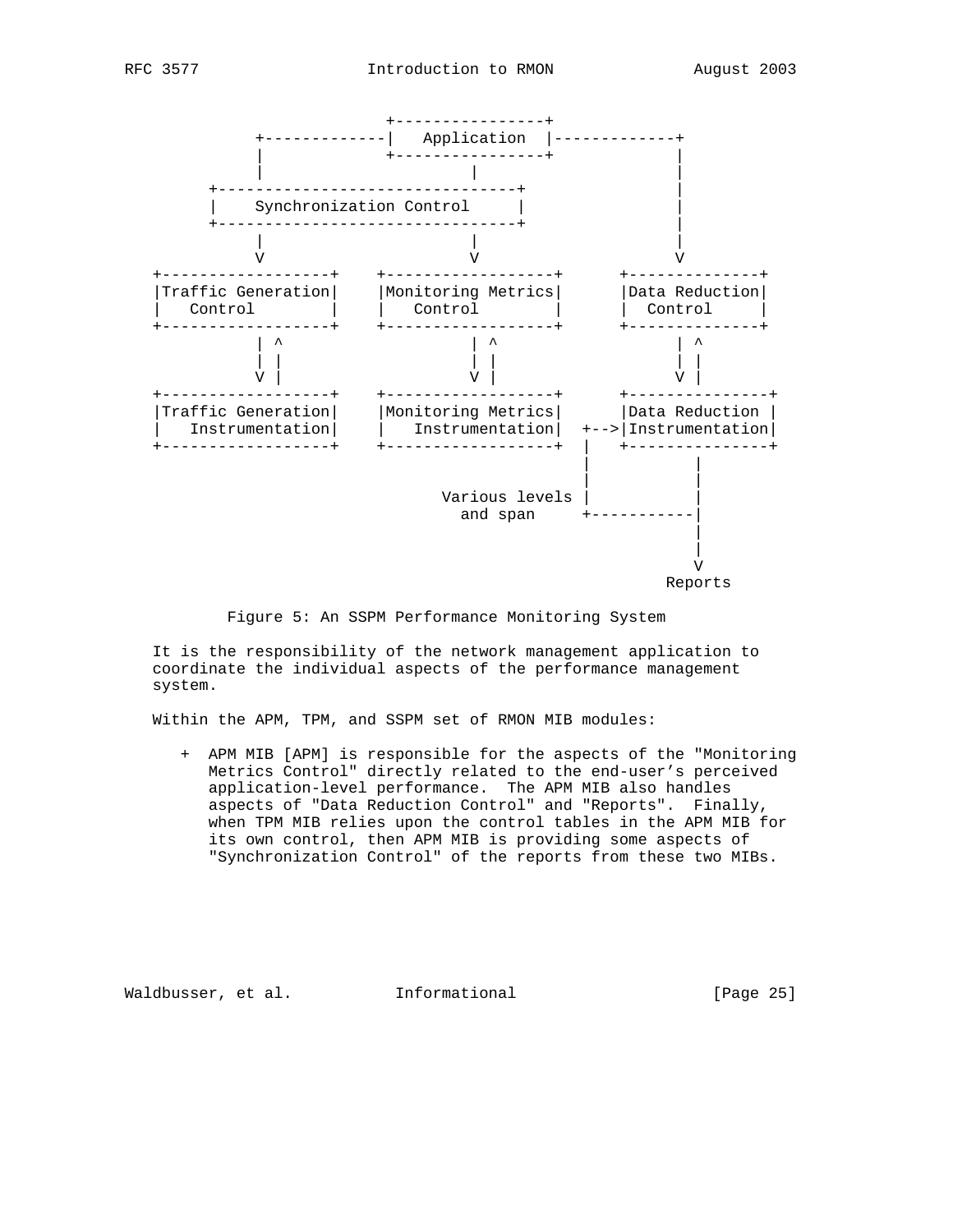```
                        +----------------+
         +-------------|   Application  |-------------+
         |             +----------------+             |
         |                     |                      |
     +--------------------------------+               |
     |    Synchronization Control     |               |
     +--------------------------------+               |
         |                     |                      |
         V                     V                      V
+------------------+   +------------------+     +--------------+
|Traffic Generation|   |Monitoring Metrics|     |Data Reduction|
|   Control        |   |   Control        |     |  Control     |
+------------------+   +------------------+     +--------------+
         | ^                   | ^                    | ^
         | |                   | |                    | |
         V |                   V |                    V |
+------------------+   +------------------+     +---------------+
|Traffic Generation|   |Monitoring Metrics|     |Data Reduction |
|   Instrumentation|   |   Instrumentation|  +-->|Instrumentation|
+------------------+   +------------------+  |  +---------------+
                                              |          |
                                              |          |
                              Various levels |          |
                                and span     +-----------|
                                                         |
                                                         |
                                                         V
                                                      Reports
```

Figure 5: An SSPM Performance Monitoring System

It is the responsibility of the network management application to coordinate the individual aspects of the performance management system.

Within the APM, TPM, and SSPM set of RMON MIB modules:

+ APM MIB [APM] is responsible for the aspects of the "Monitoring Metrics Control" directly related to the end-user's perceived application-level performance. The APM MIB also handles aspects of "Data Reduction Control" and "Reports". Finally, when TPM MIB relies upon the control tables in the APM MIB for its own control, then APM MIB is providing some aspects of "Synchronization Control" of the reports from these two MIBs.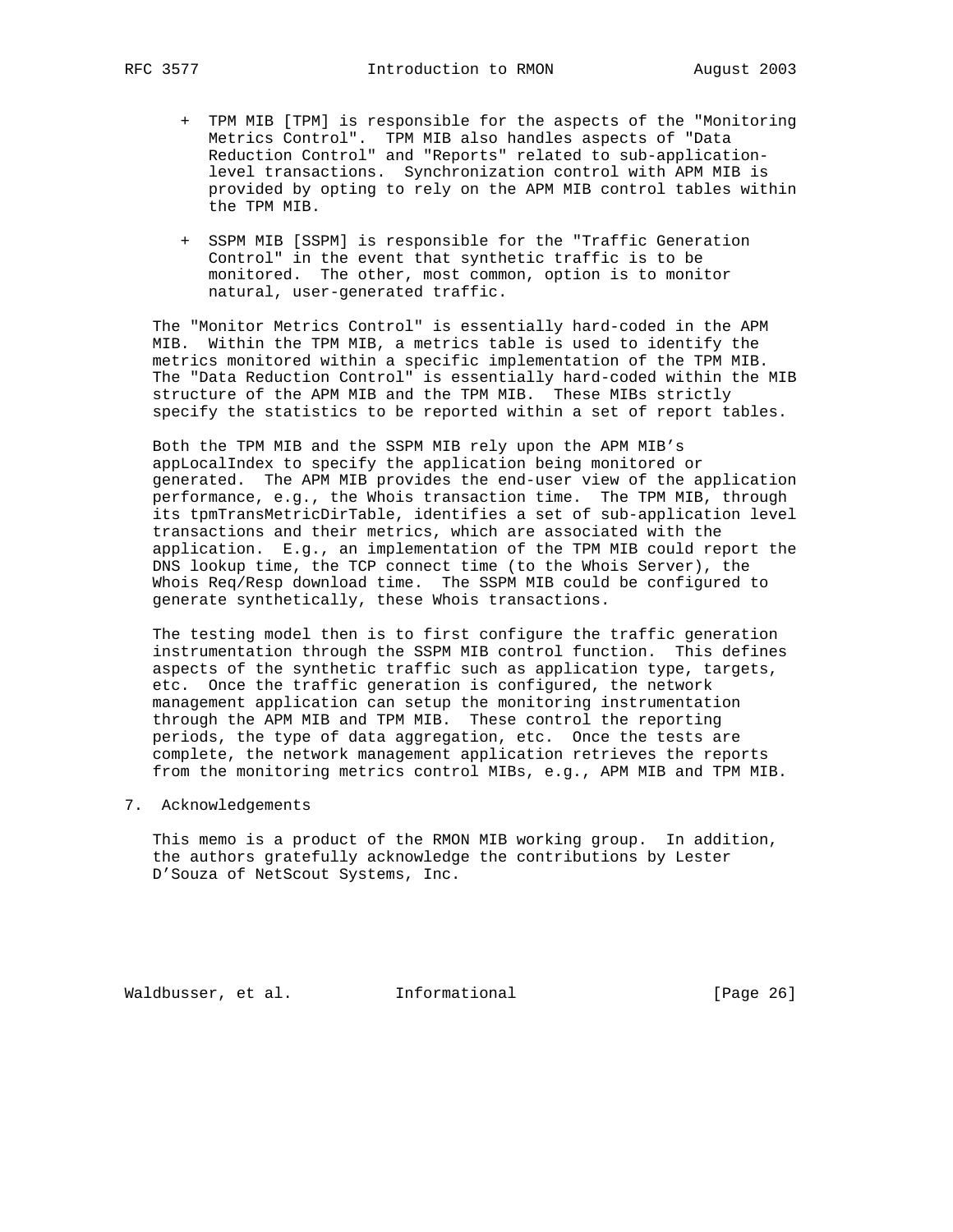+ TPM MIB [TPM] is responsible for the aspects of the "Monitoring Metrics Control". TPM MIB also handles aspects of "Data Reduction Control" and "Reports" related to sub-application-level transactions. Synchronization control with APM MIB is provided by opting to rely on the APM MIB control tables within the TPM MIB.

+ SSPM MIB [SSPM] is responsible for the "Traffic Generation Control" in the event that synthetic traffic is to be monitored. The other, most common, option is to monitor natural, user-generated traffic.

The "Monitor Metrics Control" is essentially hard-coded in the APM MIB. Within the TPM MIB, a metrics table is used to identify the metrics monitored within a specific implementation of the TPM MIB. The "Data Reduction Control" is essentially hard-coded within the MIB structure of the APM MIB and the TPM MIB. These MIBs strictly specify the statistics to be reported within a set of report tables.

Both the TPM MIB and the SSPM MIB rely upon the APM MIB's appLocalIndex to specify the application being monitored or generated. The APM MIB provides the end-user view of the application performance, e.g., the Whois transaction time. The TPM MIB, through its tpmTransMetricDirTable, identifies a set of sub-application level transactions and their metrics, which are associated with the application. E.g., an implementation of the TPM MIB could report the DNS lookup time, the TCP connect time (to the Whois Server), the Whois Req/Resp download time. The SSPM MIB could be configured to generate synthetically, these Whois transactions.

The testing model then is to first configure the traffic generation instrumentation through the SSPM MIB control function. This defines aspects of the synthetic traffic such as application type, targets, etc. Once the traffic generation is configured, the network management application can setup the monitoring instrumentation through the APM MIB and TPM MIB. These control the reporting periods, the type of data aggregation, etc. Once the tests are complete, the network management application retrieves the reports from the monitoring metrics control MIBs, e.g., APM MIB and TPM MIB.

## 7. Acknowledgements

This memo is a product of the RMON MIB working group. In addition, the authors gratefully acknowledge the contributions by Lester D'Souza of NetScout Systems, Inc.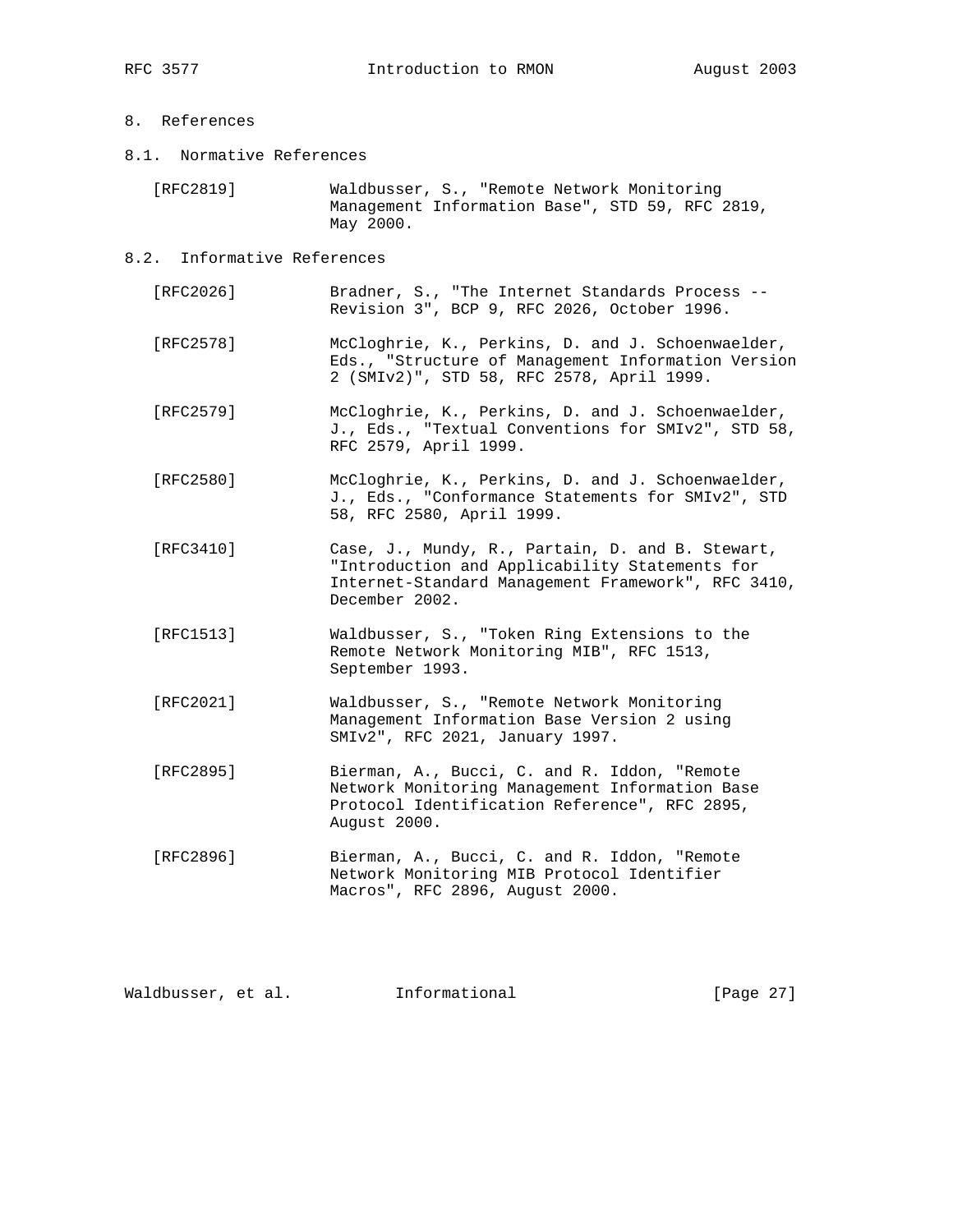## 8. References

### 8.1. Normative References

[RFC2819] Waldbusser, S., "Remote Network Monitoring Management Information Base", STD 59, RFC 2819, May 2000.

### 8.2. Informative References

[RFC2026] Bradner, S., "The Internet Standards Process -- Revision 3", BCP 9, RFC 2026, October 1996.

[RFC2578] McCloghrie, K., Perkins, D. and J. Schoenwaelder, Eds., "Structure of Management Information Version 2 (SMIv2)", STD 58, RFC 2578, April 1999.

[RFC2579] McCloghrie, K., Perkins, D. and J. Schoenwaelder, J., Eds., "Textual Conventions for SMIv2", STD 58, RFC 2579, April 1999.

[RFC2580] McCloghrie, K., Perkins, D. and J. Schoenwaelder, J., Eds., "Conformance Statements for SMIv2", STD 58, RFC 2580, April 1999.

[RFC3410] Case, J., Mundy, R., Partain, D. and B. Stewart, "Introduction and Applicability Statements for Internet-Standard Management Framework", RFC 3410, December 2002.

[RFC1513] Waldbusser, S., "Token Ring Extensions to the Remote Network Monitoring MIB", RFC 1513, September 1993.

[RFC2021] Waldbusser, S., "Remote Network Monitoring Management Information Base Version 2 using SMIv2", RFC 2021, January 1997.

[RFC2895] Bierman, A., Bucci, C. and R. Iddon, "Remote Network Monitoring Management Information Base Protocol Identification Reference", RFC 2895, August 2000.

[RFC2896] Bierman, A., Bucci, C. and R. Iddon, "Remote Network Monitoring MIB Protocol Identifier Macros", RFC 2896, August 2000.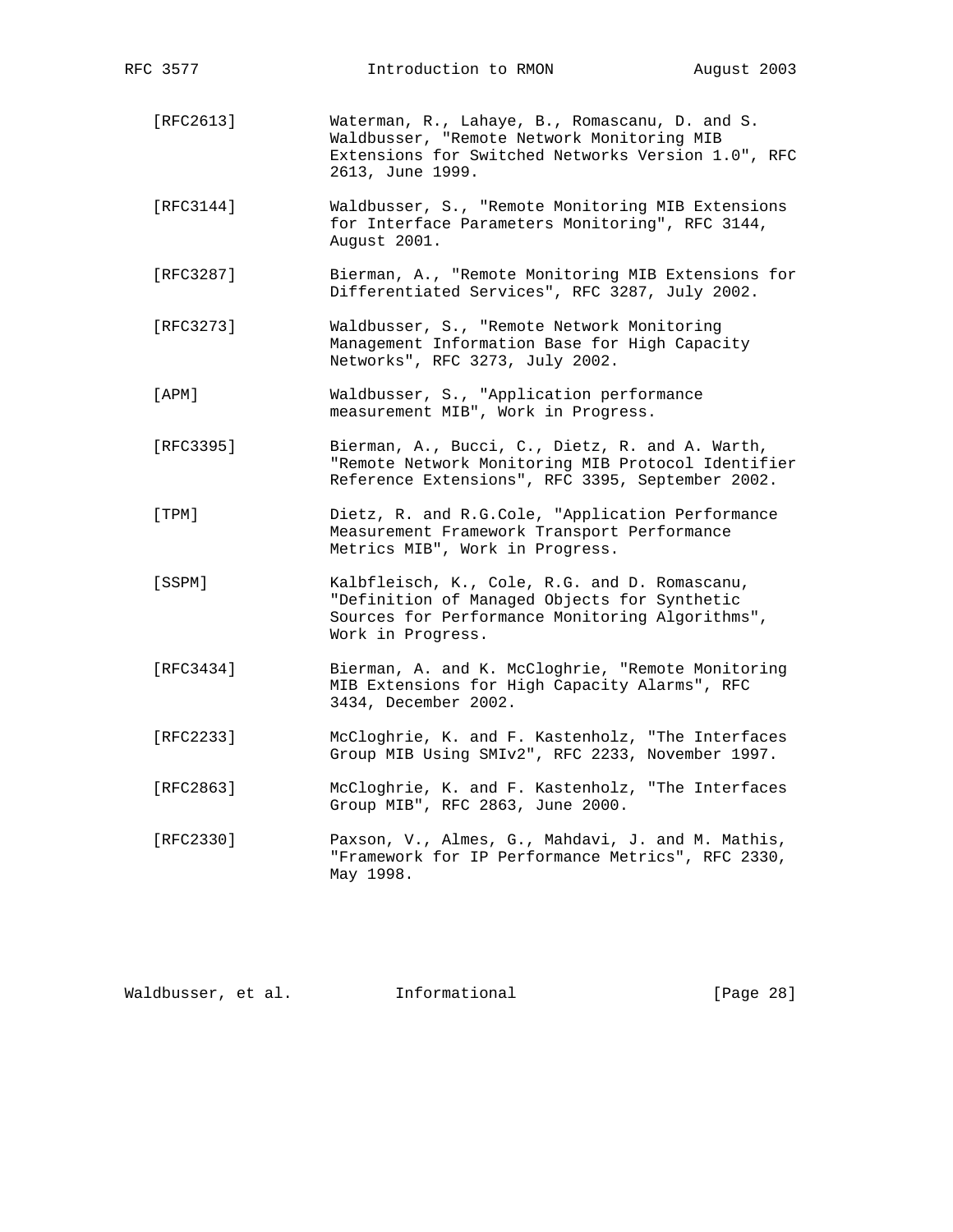[RFC2613] Waterman, R., Lahaye, B., Romascanu, D. and S. Waldbusser, "Remote Network Monitoring MIB Extensions for Switched Networks Version 1.0", RFC 2613, June 1999.

[RFC3144] Waldbusser, S., "Remote Monitoring MIB Extensions for Interface Parameters Monitoring", RFC 3144, August 2001.

[RFC3287] Bierman, A., "Remote Monitoring MIB Extensions for Differentiated Services", RFC 3287, July 2002.

[RFC3273] Waldbusser, S., "Remote Network Monitoring Management Information Base for High Capacity Networks", RFC 3273, July 2002.

[APM] Waldbusser, S., "Application performance measurement MIB", Work in Progress.

[RFC3395] Bierman, A., Bucci, C., Dietz, R. and A. Warth, "Remote Network Monitoring MIB Protocol Identifier Reference Extensions", RFC 3395, September 2002.

[TPM] Dietz, R. and R.G.Cole, "Application Performance Measurement Framework Transport Performance Metrics MIB", Work in Progress.

[SSPM] Kalbfleisch, K., Cole, R.G. and D. Romascanu, "Definition of Managed Objects for Synthetic Sources for Performance Monitoring Algorithms", Work in Progress.

[RFC3434] Bierman, A. and K. McCloghrie, "Remote Monitoring MIB Extensions for High Capacity Alarms", RFC 3434, December 2002.

[RFC2233] McCloghrie, K. and F. Kastenholz, "The Interfaces Group MIB Using SMIv2", RFC 2233, November 1997.

[RFC2863] McCloghrie, K. and F. Kastenholz, "The Interfaces Group MIB", RFC 2863, June 2000.

[RFC2330] Paxson, V., Almes, G., Mahdavi, J. and M. Mathis, "Framework for IP Performance Metrics", RFC 2330, May 1998.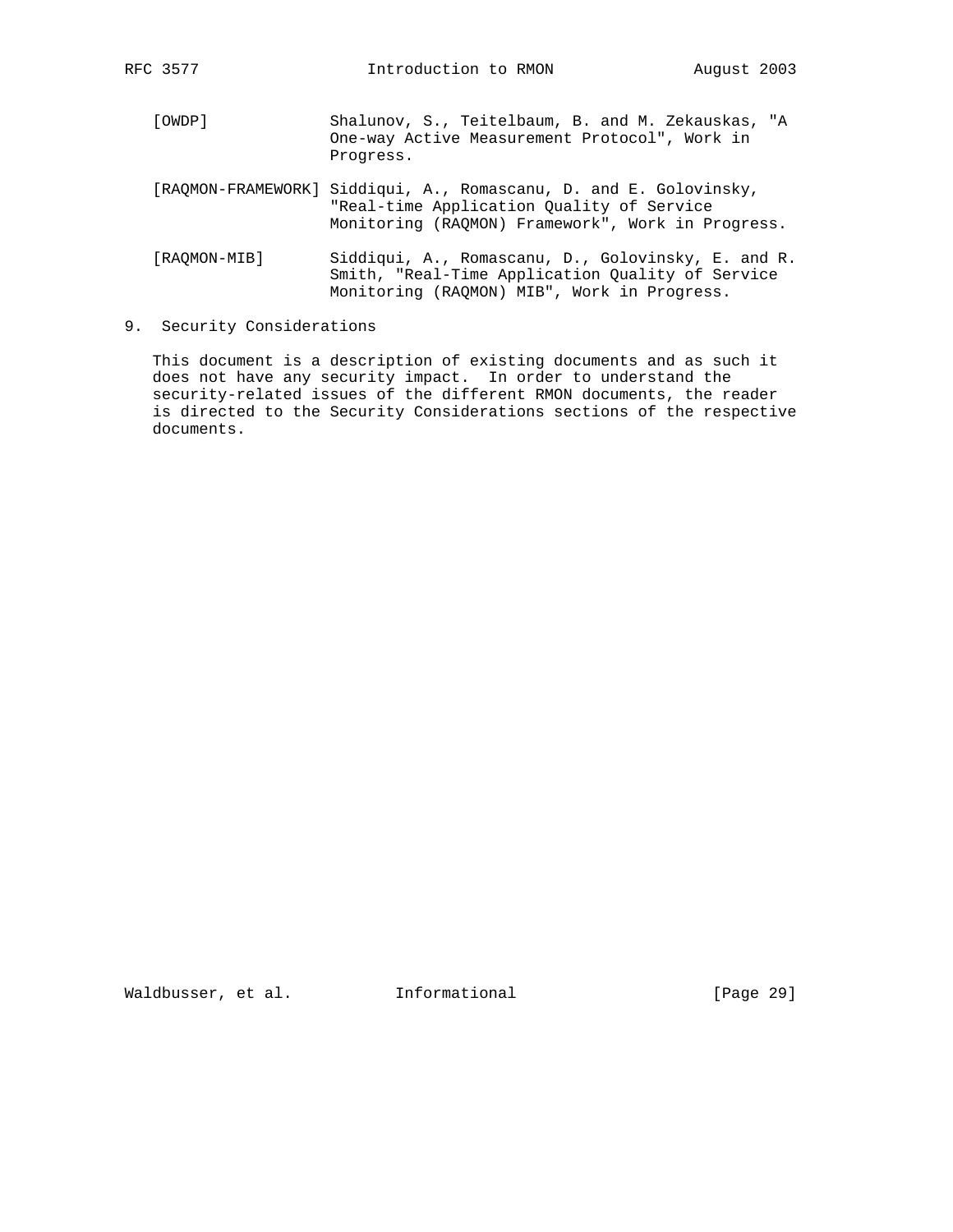[OWDP] Shalunov, S., Teitelbaum, B. and M. Zekauskas, "A One-way Active Measurement Protocol", Work in Progress.

[RAQMON-FRAMEWORK] Siddiqui, A., Romascanu, D. and E. Golovinsky, "Real-time Application Quality of Service Monitoring (RAQMON) Framework", Work in Progress.

[RAQMON-MIB] Siddiqui, A., Romascanu, D., Golovinsky, E. and R. Smith, "Real-Time Application Quality of Service Monitoring (RAQMON) MIB", Work in Progress.

## 9. Security Considerations

This document is a description of existing documents and as such it does not have any security impact. In order to understand the security-related issues of the different RMON documents, the reader is directed to the Security Considerations sections of the respective documents.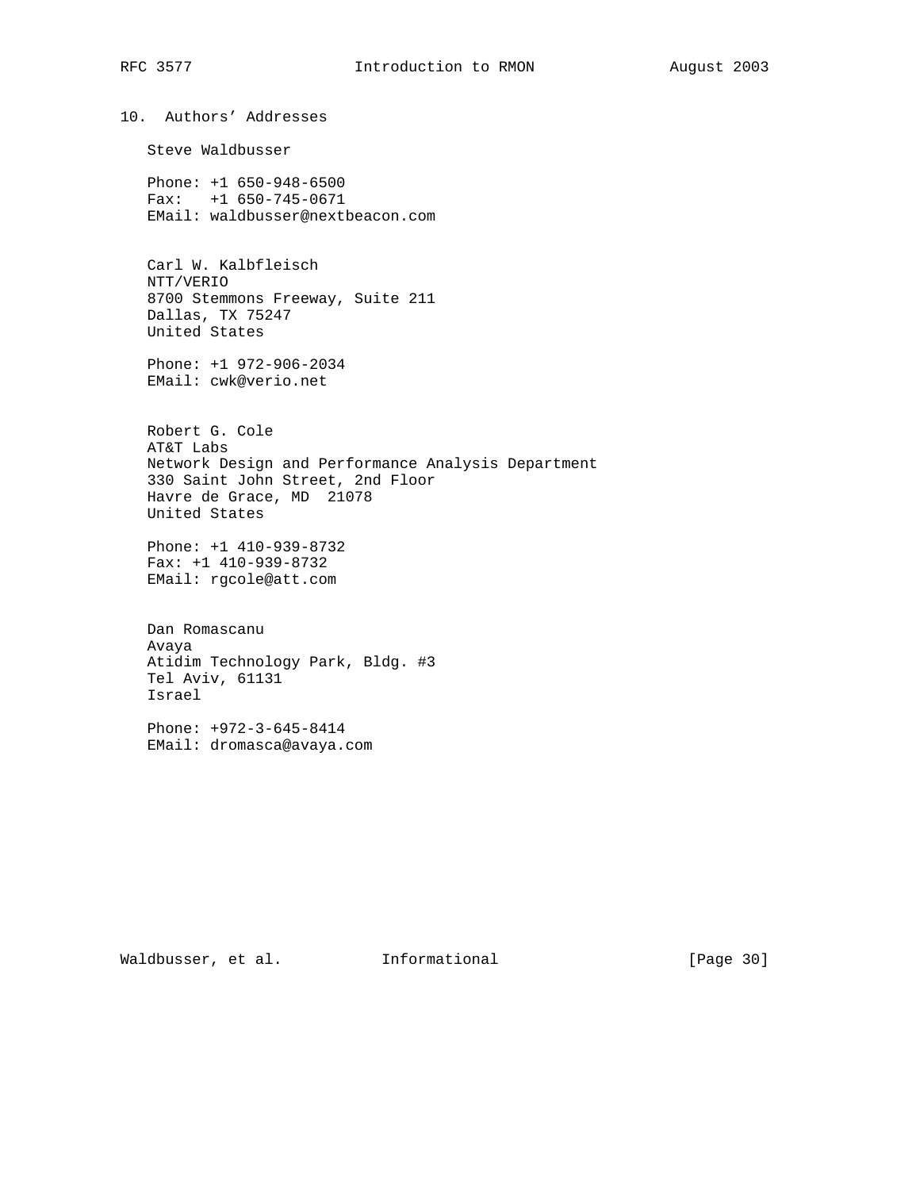## 10. Authors' Addresses

Steve Waldbusser

Phone: +1 650-948-6500
Fax: +1 650-745-0671
EMail: waldbusser@nextbeacon.com

Carl W. Kalbfleisch
NTT/VERIO
8700 Stemmons Freeway, Suite 211
Dallas, TX 75247
United States

Phone: +1 972-906-2034
EMail: cwk@verio.net

Robert G. Cole
AT&T Labs
Network Design and Performance Analysis Department
330 Saint John Street, 2nd Floor
Havre de Grace, MD 21078
United States

Phone: +1 410-939-8732
Fax: +1 410-939-8732
EMail: rgcole@att.com

Dan Romascanu
Avaya
Atidim Technology Park, Bldg. #3
Tel Aviv, 61131
Israel

Phone: +972-3-645-8414
EMail: dromasca@avaya.com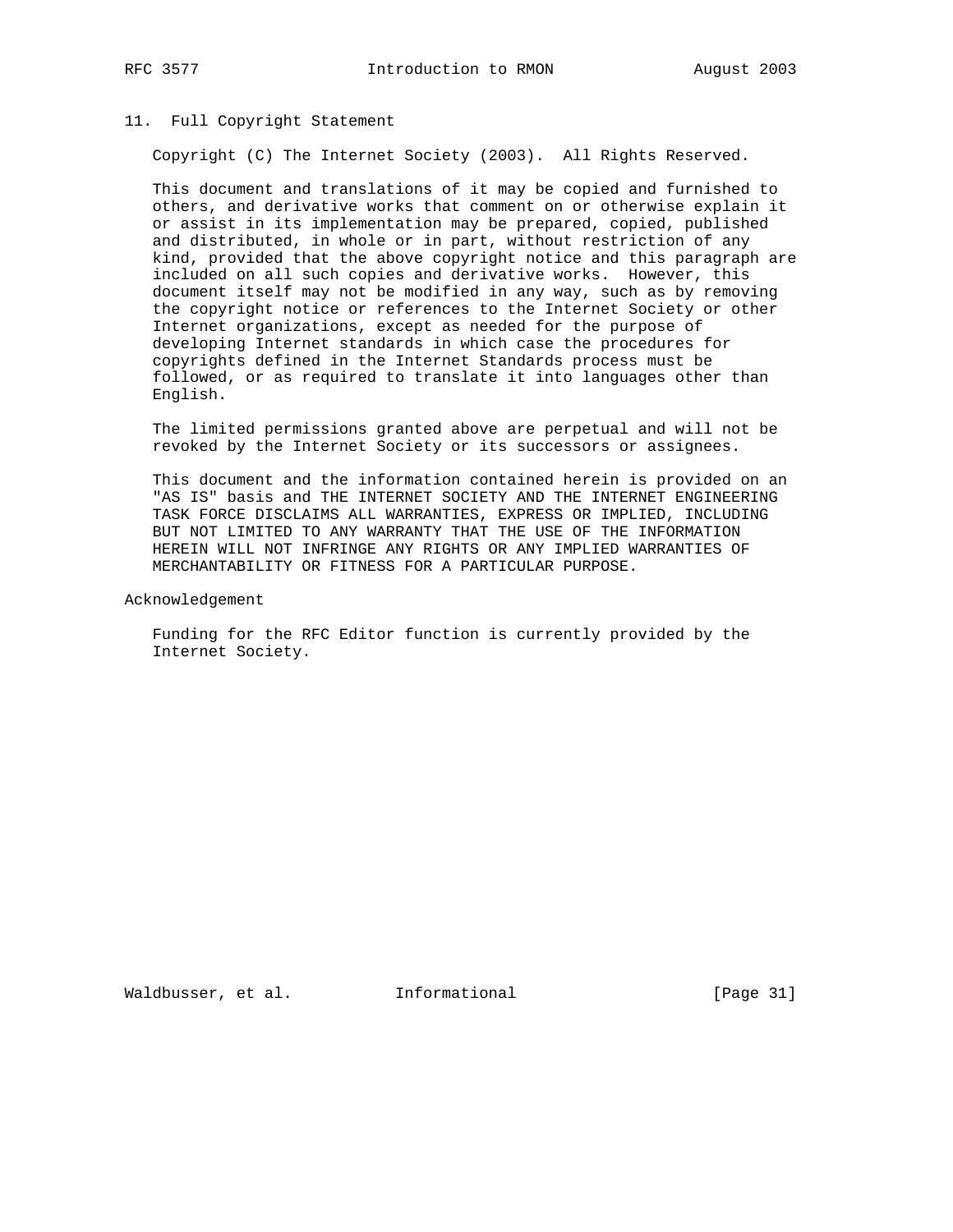## 11. Full Copyright Statement

Copyright (C) The Internet Society (2003). All Rights Reserved.

This document and translations of it may be copied and furnished to others, and derivative works that comment on or otherwise explain it or assist in its implementation may be prepared, copied, published and distributed, in whole or in part, without restriction of any kind, provided that the above copyright notice and this paragraph are included on all such copies and derivative works. However, this document itself may not be modified in any way, such as by removing the copyright notice or references to the Internet Society or other Internet organizations, except as needed for the purpose of developing Internet standards in which case the procedures for copyrights defined in the Internet Standards process must be followed, or as required to translate it into languages other than English.

The limited permissions granted above are perpetual and will not be revoked by the Internet Society or its successors or assignees.

This document and the information contained herein is provided on an "AS IS" basis and THE INTERNET SOCIETY AND THE INTERNET ENGINEERING TASK FORCE DISCLAIMS ALL WARRANTIES, EXPRESS OR IMPLIED, INCLUDING BUT NOT LIMITED TO ANY WARRANTY THAT THE USE OF THE INFORMATION HEREIN WILL NOT INFRINGE ANY RIGHTS OR ANY IMPLIED WARRANTIES OF MERCHANTABILITY OR FITNESS FOR A PARTICULAR PURPOSE.

## Acknowledgement

Funding for the RFC Editor function is currently provided by the Internet Society.